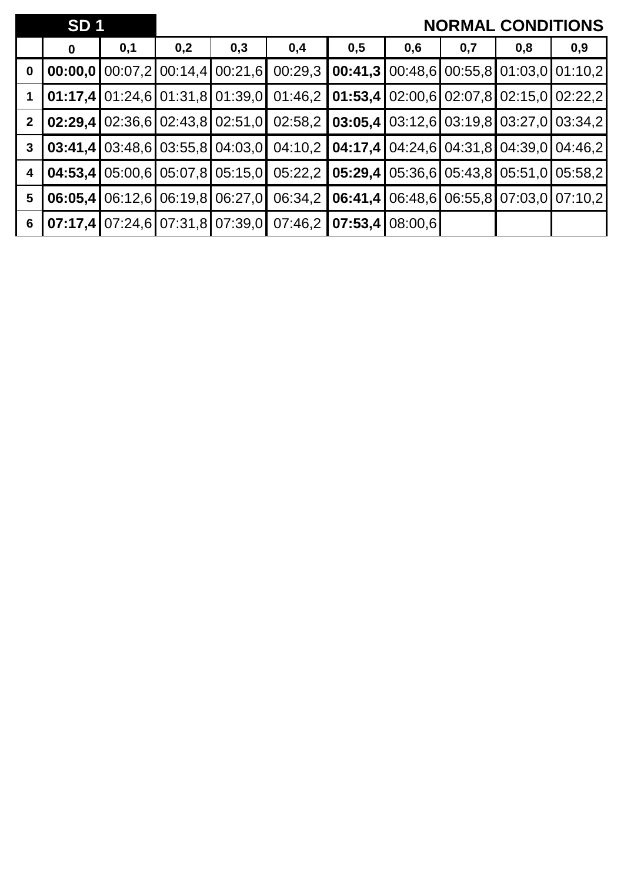**SD 1** — **NORMAL CONDITIONS**

| | 0 | 0,1 | 0,2 | 0,3 | 0,4 | 0,5 | 0,6 | 0,7 | 0,8 | 0,9 |
|---|---|---|---|---|---|---|---|---|---|---|
| **0** | **00:00,0** | 00:07,2 | 00:14,4 | 00:21,6 | 00:29,3 | **00:41,3** | 00:48,6 | 00:55,8 | 01:03,0 | 01:10,2 |
| **1** | **01:17,4** | 01:24,6 | 01:31,8 | 01:39,0 | 01:46,2 | **01:53,4** | 02:00,6 | 02:07,8 | 02:15,0 | 02:22,2 |
| **2** | **02:29,4** | 02:36,6 | 02:43,8 | 02:51,0 | 02:58,2 | **03:05,4** | 03:12,6 | 03:19,8 | 03:27,0 | 03:34,2 |
| **3** | **03:41,4** | 03:48,6 | 03:55,8 | 04:03,0 | 04:10,2 | **04:17,4** | 04:24,6 | 04:31,8 | 04:39,0 | 04:46,2 |
| **4** | **04:53,4** | 05:00,6 | 05:07,8 | 05:15,0 | 05:22,2 | **05:29,4** | 05:36,6 | 05:43,8 | 05:51,0 | 05:58,2 |
| **5** | **06:05,4** | 06:12,6 | 06:19,8 | 06:27,0 | 06:34,2 | **06:41,4** | 06:48,6 | 06:55,8 | 07:03,0 | 07:10,2 |
| **6** | **07:17,4** | 07:24,6 | 07:31,8 | 07:39,0 | 07:46,2 | **07:53,4** | 08:00,6 | | | |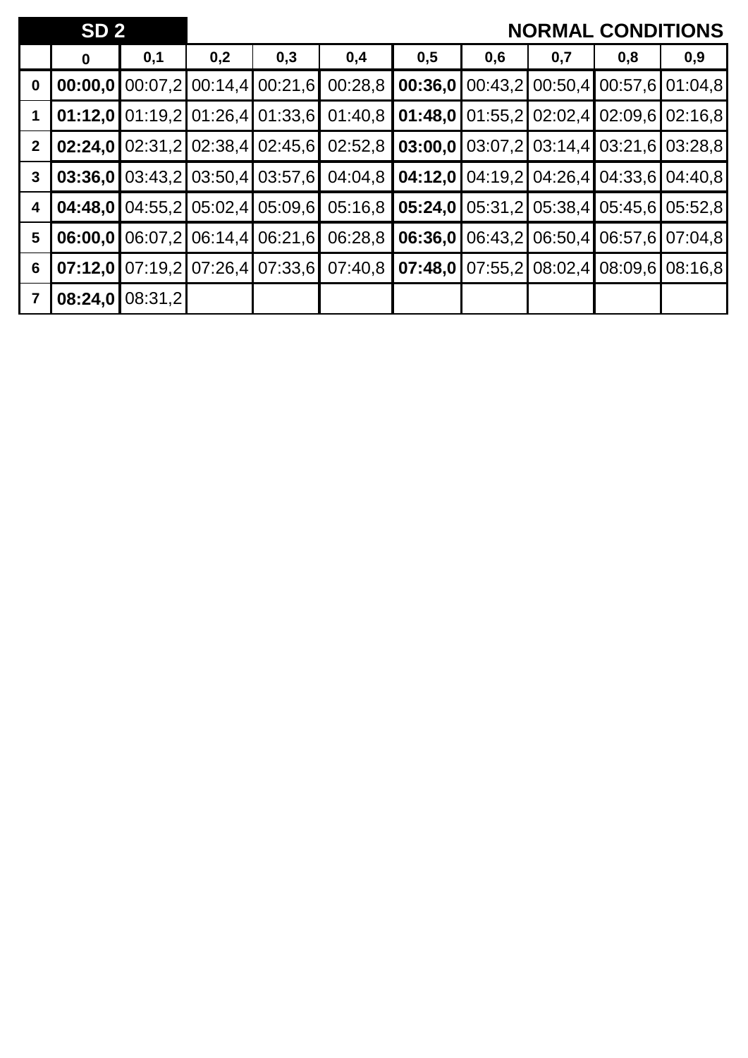**SD 2** **NORMAL CONDITIONS**

| | 0 | 0,1 | 0,2 | 0,3 | 0,4 | 0,5 | 0,6 | 0,7 | 0,8 | 0,9 |
|---|---|---|---|---|---|---|---|---|---|---|
| **0** | **00:00,0** | 00:07,2 | 00:14,4 | 00:21,6 | 00:28,8 | **00:36,0** | 00:43,2 | 00:50,4 | 00:57,6 | 01:04,8 |
| **1** | **01:12,0** | 01:19,2 | 01:26,4 | 01:33,6 | 01:40,8 | **01:48,0** | 01:55,2 | 02:02,4 | 02:09,6 | 02:16,8 |
| **2** | **02:24,0** | 02:31,2 | 02:38,4 | 02:45,6 | 02:52,8 | **03:00,0** | 03:07,2 | 03:14,4 | 03:21,6 | 03:28,8 |
| **3** | **03:36,0** | 03:43,2 | 03:50,4 | 03:57,6 | 04:04,8 | **04:12,0** | 04:19,2 | 04:26,4 | 04:33,6 | 04:40,8 |
| **4** | **04:48,0** | 04:55,2 | 05:02,4 | 05:09,6 | 05:16,8 | **05:24,0** | 05:31,2 | 05:38,4 | 05:45,6 | 05:52,8 |
| **5** | **06:00,0** | 06:07,2 | 06:14,4 | 06:21,6 | 06:28,8 | **06:36,0** | 06:43,2 | 06:50,4 | 06:57,6 | 07:04,8 |
| **6** | **07:12,0** | 07:19,2 | 07:26,4 | 07:33,6 | 07:40,8 | **07:48,0** | 07:55,2 | 08:02,4 | 08:09,6 | 08:16,8 |
| **7** | **08:24,0** | 08:31,2 | | | | | | | | |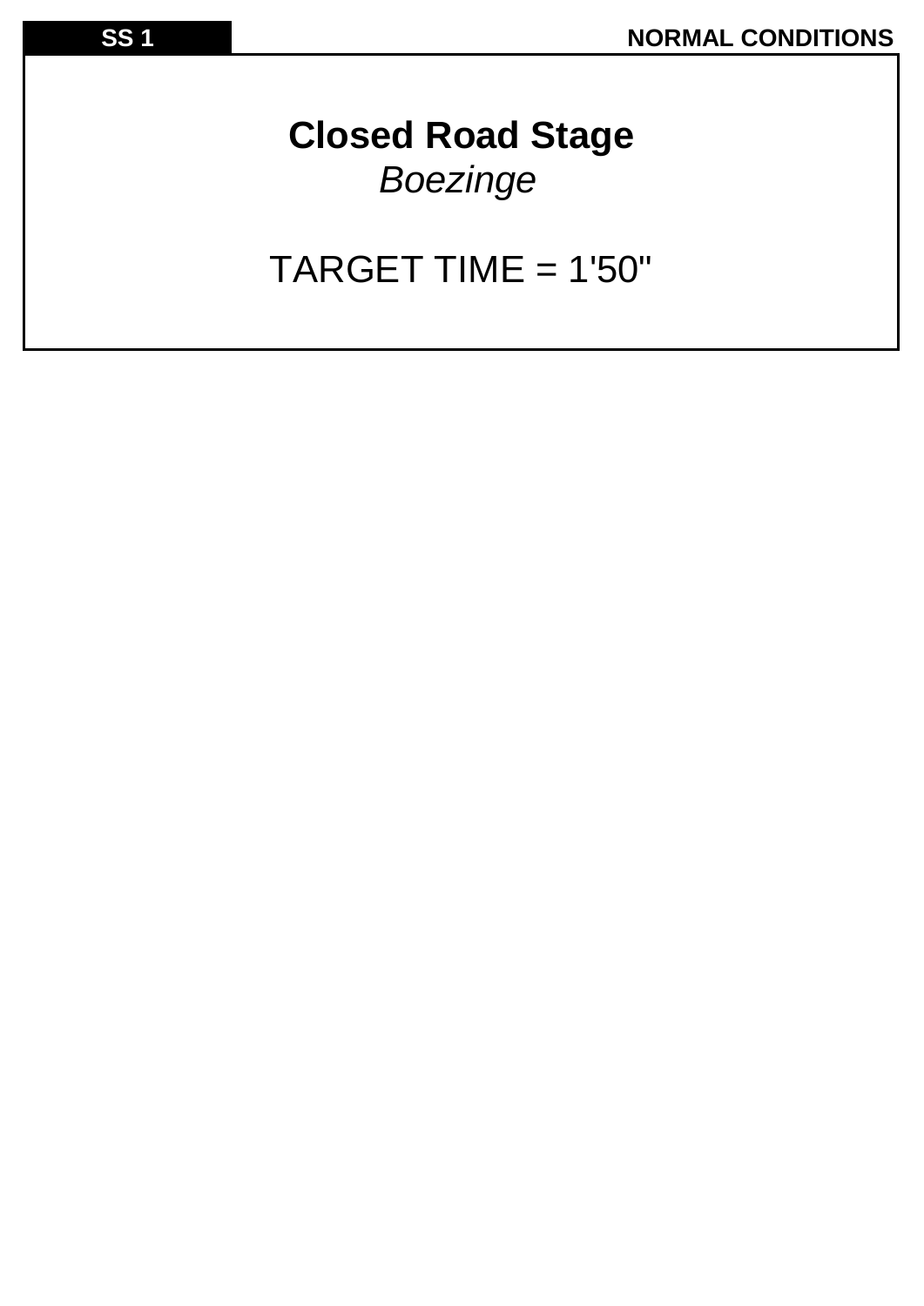**SS 1** **NORMAL CONDITIONS**

## Closed Road Stage

*Boezinge*

TARGET TIME = 1'50"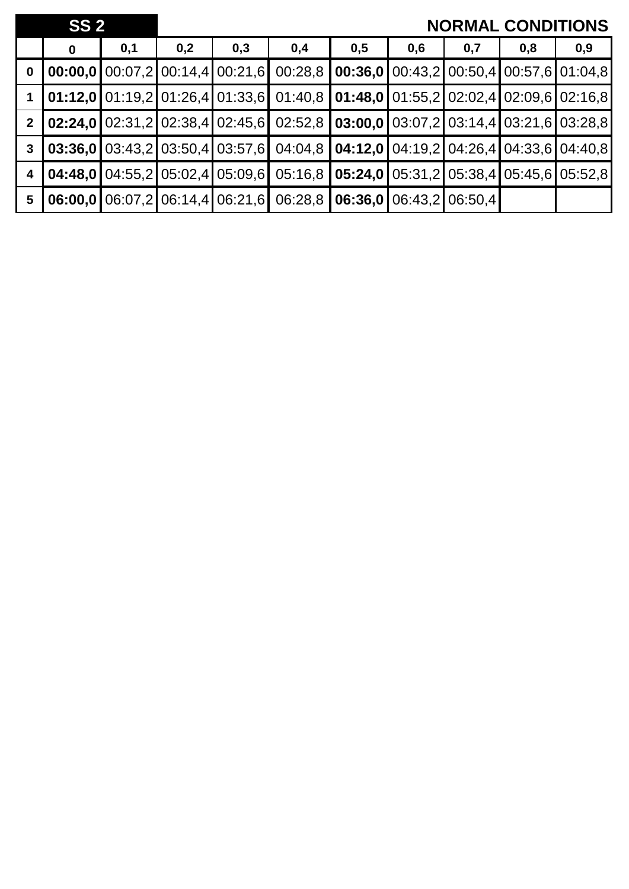| SS 2 | | | | | | | | | | NORMAL CONDITIONS |
|---|---|---|---|---|---|---|---|---|---|---|
| | **0** | **0,1** | **0,2** | **0,3** | **0,4** | **0,5** | **0,6** | **0,7** | **0,8** | **0,9** |
| **0** | **00:00,0** | 00:07,2 | 00:14,4 | 00:21,6 | 00:28,8 | **00:36,0** | 00:43,2 | 00:50,4 | 00:57,6 | 01:04,8 |
| **1** | **01:12,0** | 01:19,2 | 01:26,4 | 01:33,6 | 01:40,8 | **01:48,0** | 01:55,2 | 02:02,4 | 02:09,6 | 02:16,8 |
| **2** | **02:24,0** | 02:31,2 | 02:38,4 | 02:45,6 | 02:52,8 | **03:00,0** | 03:07,2 | 03:14,4 | 03:21,6 | 03:28,8 |
| **3** | **03:36,0** | 03:43,2 | 03:50,4 | 03:57,6 | 04:04,8 | **04:12,0** | 04:19,2 | 04:26,4 | 04:33,6 | 04:40,8 |
| **4** | **04:48,0** | 04:55,2 | 05:02,4 | 05:09,6 | 05:16,8 | **05:24,0** | 05:31,2 | 05:38,4 | 05:45,6 | 05:52,8 |
| **5** | **06:00,0** | 06:07,2 | 06:14,4 | 06:21,6 | 06:28,8 | **06:36,0** | 06:43,2 | 06:50,4 | | |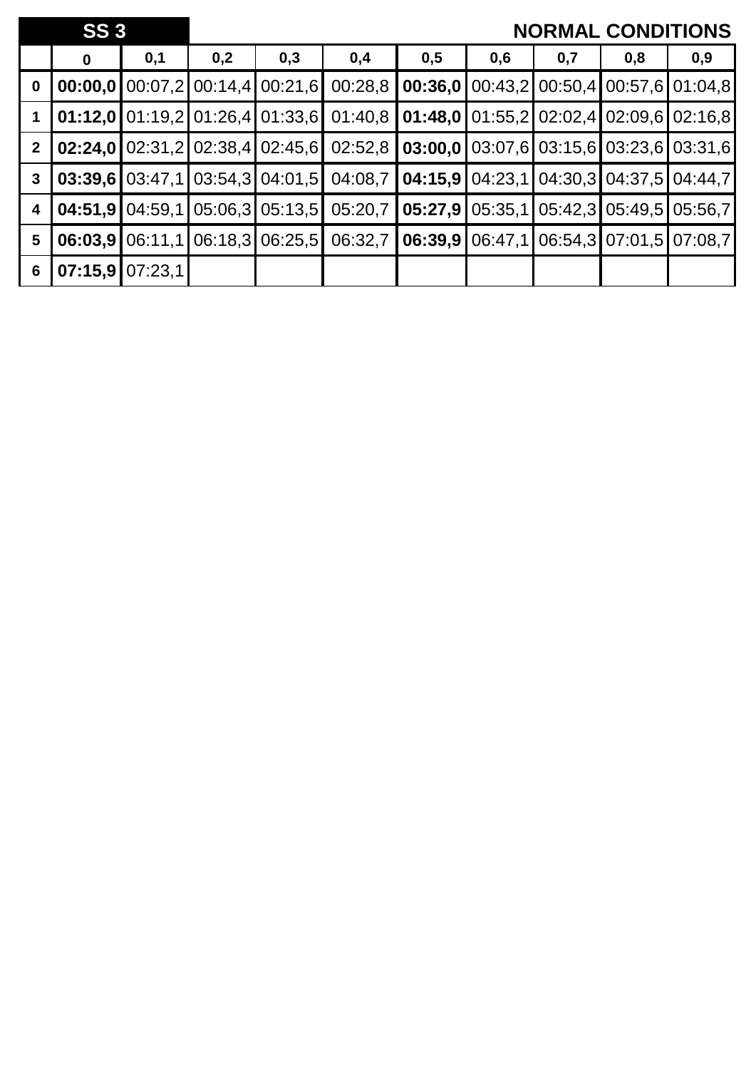| **SS 3** | | | | | | | | | | **NORMAL CONDITIONS** |
|---|---|---|---|---|---|---|---|---|---|---|
| | **0** | **0,1** | **0,2** | **0,3** | **0,4** | **0,5** | **0,6** | **0,7** | **0,8** | **0,9** |
| **0** | **00:00,0** | 00:07,2 | 00:14,4 | 00:21,6 | 00:28,8 | **00:36,0** | 00:43,2 | 00:50,4 | 00:57,6 | 01:04,8 |
| **1** | **01:12,0** | 01:19,2 | 01:26,4 | 01:33,6 | 01:40,8 | **01:48,0** | 01:55,2 | 02:02,4 | 02:09,6 | 02:16,8 |
| **2** | **02:24,0** | 02:31,2 | 02:38,4 | 02:45,6 | 02:52,8 | **03:00,0** | 03:07,6 | 03:15,6 | 03:23,6 | 03:31,6 |
| **3** | **03:39,6** | 03:47,1 | 03:54,3 | 04:01,5 | 04:08,7 | **04:15,9** | 04:23,1 | 04:30,3 | 04:37,5 | 04:44,7 |
| **4** | **04:51,9** | 04:59,1 | 05:06,3 | 05:13,5 | 05:20,7 | **05:27,9** | 05:35,1 | 05:42,3 | 05:49,5 | 05:56,7 |
| **5** | **06:03,9** | 06:11,1 | 06:18,3 | 06:25,5 | 06:32,7 | **06:39,9** | 06:47,1 | 06:54,3 | 07:01,5 | 07:08,7 |
| **6** | **07:15,9** | 07:23,1 | | | | | | | | |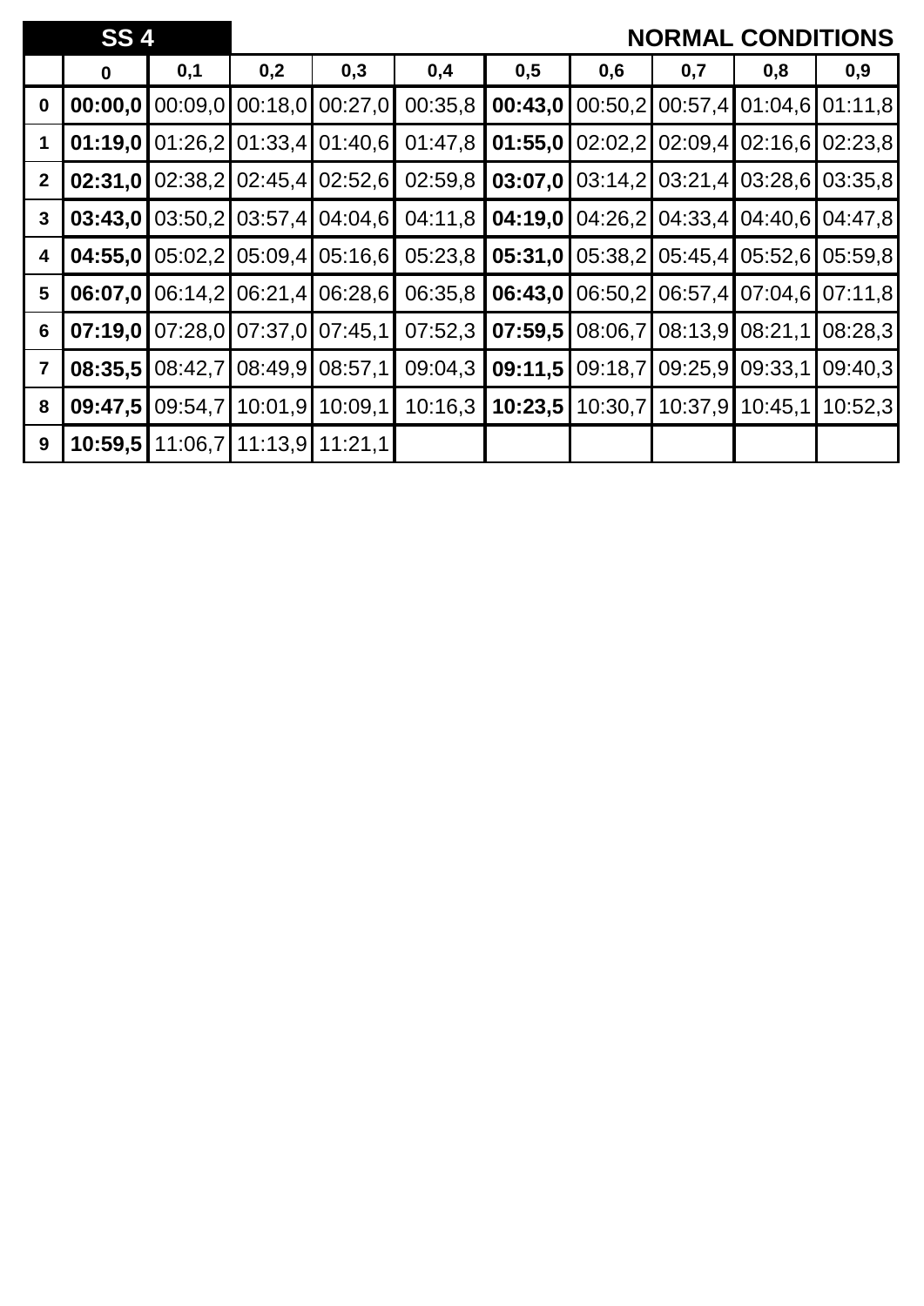| SS 4 | | | | | | | | NORMAL CONDITIONS | | |
|---|---|---|---|---|---|---|---|---|---|---|
| | **0** | **0,1** | **0,2** | **0,3** | **0,4** | **0,5** | **0,6** | **0,7** | **0,8** | **0,9** |
| **0** | **00:00,0** | 00:09,0 | 00:18,0 | 00:27,0 | 00:35,8 | **00:43,0** | 00:50,2 | 00:57,4 | 01:04,6 | 01:11,8 |
| **1** | **01:19,0** | 01:26,2 | 01:33,4 | 01:40,6 | 01:47,8 | **01:55,0** | 02:02,2 | 02:09,4 | 02:16,6 | 02:23,8 |
| **2** | **02:31,0** | 02:38,2 | 02:45,4 | 02:52,6 | 02:59,8 | **03:07,0** | 03:14,2 | 03:21,4 | 03:28,6 | 03:35,8 |
| **3** | **03:43,0** | 03:50,2 | 03:57,4 | 04:04,6 | 04:11,8 | **04:19,0** | 04:26,2 | 04:33,4 | 04:40,6 | 04:47,8 |
| **4** | **04:55,0** | 05:02,2 | 05:09,4 | 05:16,6 | 05:23,8 | **05:31,0** | 05:38,2 | 05:45,4 | 05:52,6 | 05:59,8 |
| **5** | **06:07,0** | 06:14,2 | 06:21,4 | 06:28,6 | 06:35,8 | **06:43,0** | 06:50,2 | 06:57,4 | 07:04,6 | 07:11,8 |
| **6** | **07:19,0** | 07:28,0 | 07:37,0 | 07:45,1 | 07:52,3 | **07:59,5** | 08:06,7 | 08:13,9 | 08:21,1 | 08:28,3 |
| **7** | **08:35,5** | 08:42,7 | 08:49,9 | 08:57,1 | 09:04,3 | **09:11,5** | 09:18,7 | 09:25,9 | 09:33,1 | 09:40,3 |
| **8** | **09:47,5** | 09:54,7 | 10:01,9 | 10:09,1 | 10:16,3 | **10:23,5** | 10:30,7 | 10:37,9 | 10:45,1 | 10:52,3 |
| **9** | **10:59,5** | 11:06,7 | 11:13,9 | 11:21,1 | | | | | | |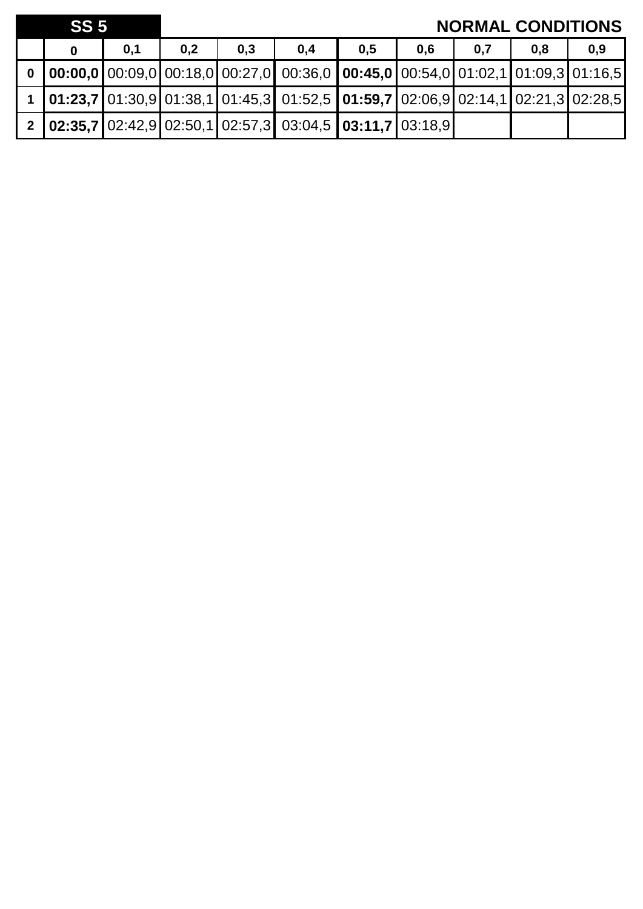| SS 5 | | | | | | | | | | NORMAL CONDITIONS |
|---|---|---|---|---|---|---|---|---|---|---|
| | **0** | **0,1** | **0,2** | **0,3** | **0,4** | **0,5** | **0,6** | **0,7** | **0,8** | **0,9** |
| **0** | **00:00,0** | 00:09,0 | 00:18,0 | 00:27,0 | 00:36,0 | **00:45,0** | 00:54,0 | 01:02,1 | 01:09,3 | 01:16,5 |
| **1** | **01:23,7** | 01:30,9 | 01:38,1 | 01:45,3 | 01:52,5 | **01:59,7** | 02:06,9 | 02:14,1 | 02:21,3 | 02:28,5 |
| **2** | **02:35,7** | 02:42,9 | 02:50,1 | 02:57,3 | 03:04,5 | **03:11,7** | 03:18,9 | | | |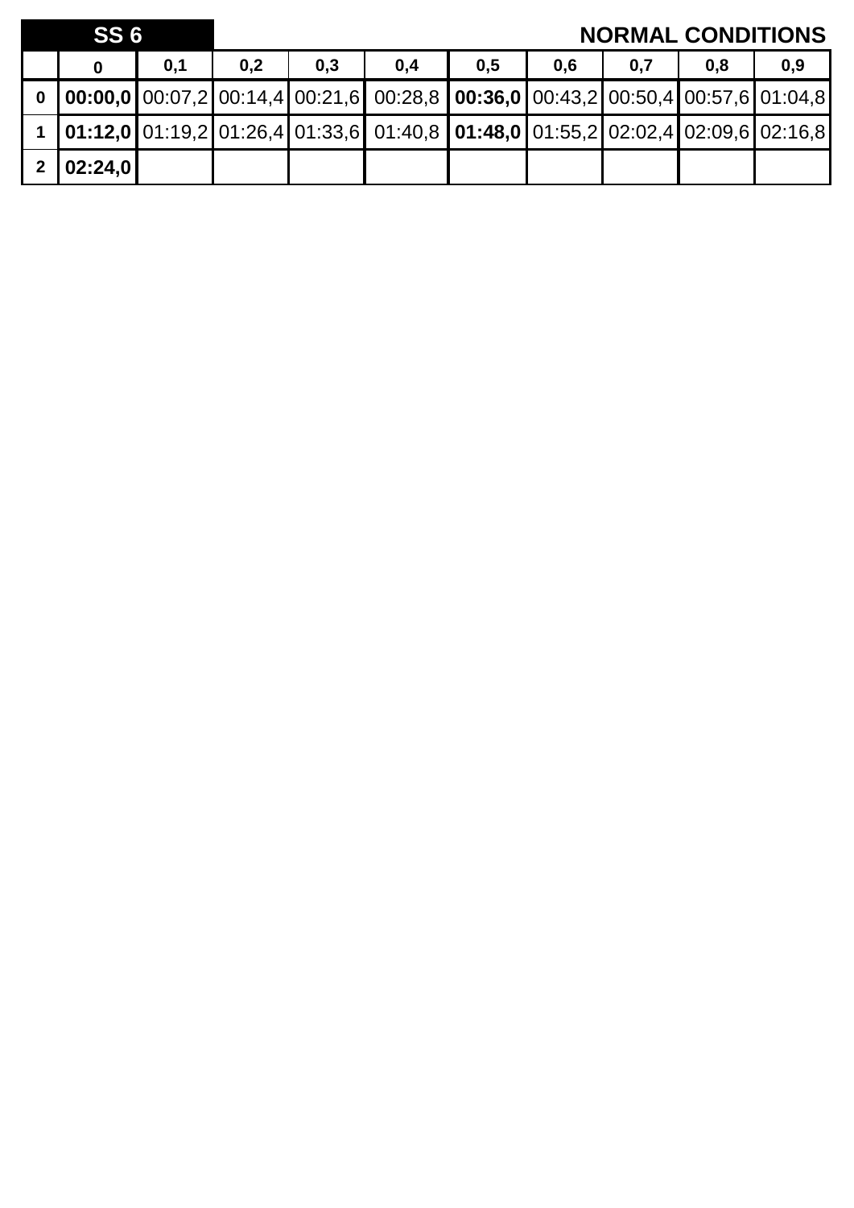| SS 6 | | | | | | | | | | NORMAL CONDITIONS |
|---|---|---|---|---|---|---|---|---|---|---|
| | **0** | **0,1** | **0,2** | **0,3** | **0,4** | **0,5** | **0,6** | **0,7** | **0,8** | **0,9** |
| **0** | **00:00,0** | 00:07,2 | 00:14,4 | 00:21,6 | 00:28,8 | **00:36,0** | 00:43,2 | 00:50,4 | 00:57,6 | 01:04,8 |
| **1** | **01:12,0** | 01:19,2 | 01:26,4 | 01:33,6 | 01:40,8 | **01:48,0** | 01:55,2 | 02:02,4 | 02:09,6 | 02:16,8 |
| **2** | **02:24,0** | | | | | | | | | |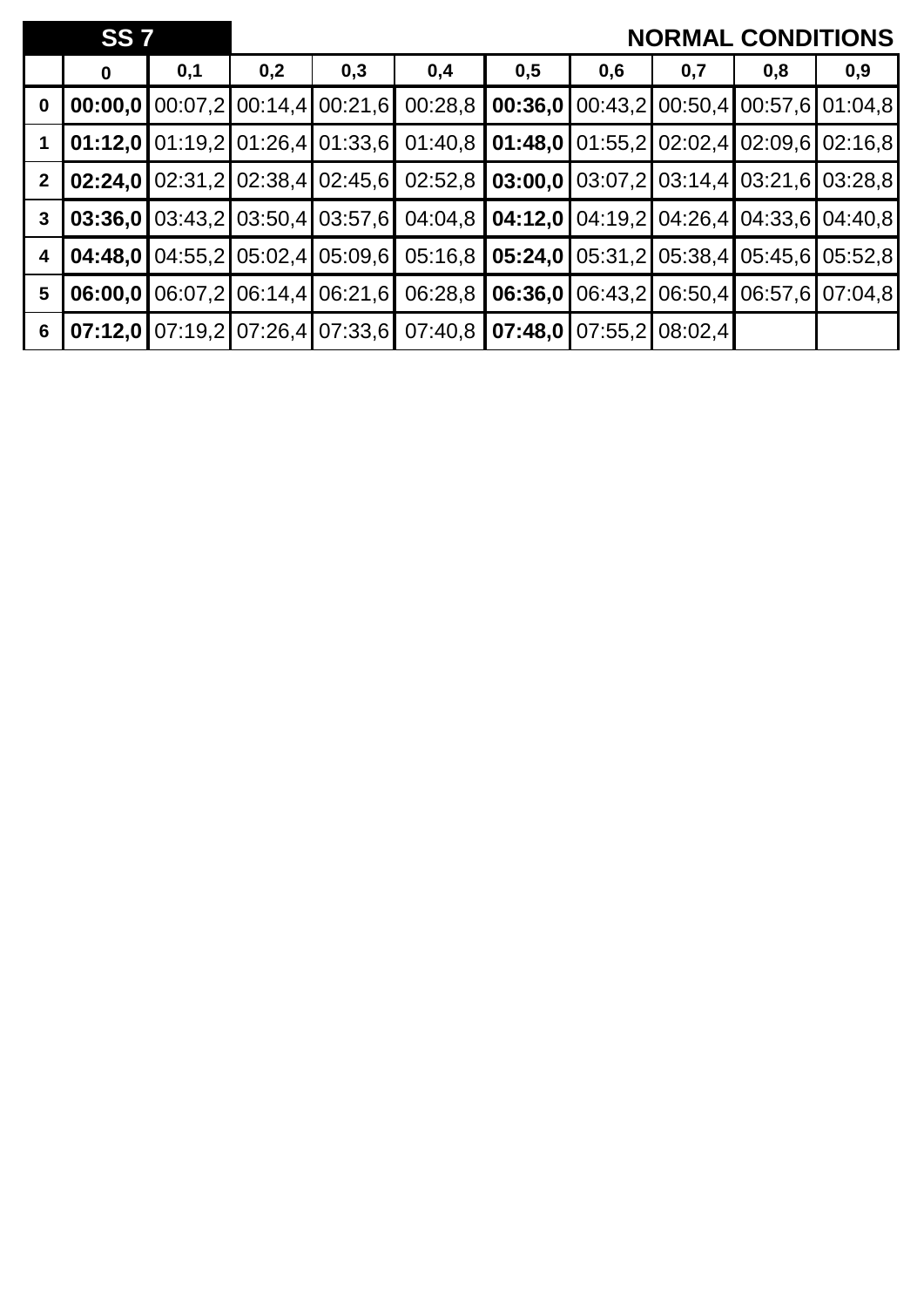| SS 7 | | | | | | | | | | NORMAL CONDITIONS |
|---|---|---|---|---|---|---|---|---|---|---|
| | **0** | **0,1** | **0,2** | **0,3** | **0,4** | **0,5** | **0,6** | **0,7** | **0,8** | **0,9** |
| **0** | **00:00,0** | 00:07,2 | 00:14,4 | 00:21,6 | 00:28,8 | **00:36,0** | 00:43,2 | 00:50,4 | 00:57,6 | 01:04,8 |
| **1** | **01:12,0** | 01:19,2 | 01:26,4 | 01:33,6 | 01:40,8 | **01:48,0** | 01:55,2 | 02:02,4 | 02:09,6 | 02:16,8 |
| **2** | **02:24,0** | 02:31,2 | 02:38,4 | 02:45,6 | 02:52,8 | **03:00,0** | 03:07,2 | 03:14,4 | 03:21,6 | 03:28,8 |
| **3** | **03:36,0** | 03:43,2 | 03:50,4 | 03:57,6 | 04:04,8 | **04:12,0** | 04:19,2 | 04:26,4 | 04:33,6 | 04:40,8 |
| **4** | **04:48,0** | 04:55,2 | 05:02,4 | 05:09,6 | 05:16,8 | **05:24,0** | 05:31,2 | 05:38,4 | 05:45,6 | 05:52,8 |
| **5** | **06:00,0** | 06:07,2 | 06:14,4 | 06:21,6 | 06:28,8 | **06:36,0** | 06:43,2 | 06:50,4 | 06:57,6 | 07:04,8 |
| **6** | **07:12,0** | 07:19,2 | 07:26,4 | 07:33,6 | 07:40,8 | **07:48,0** | 07:55,2 | 08:02,4 | | |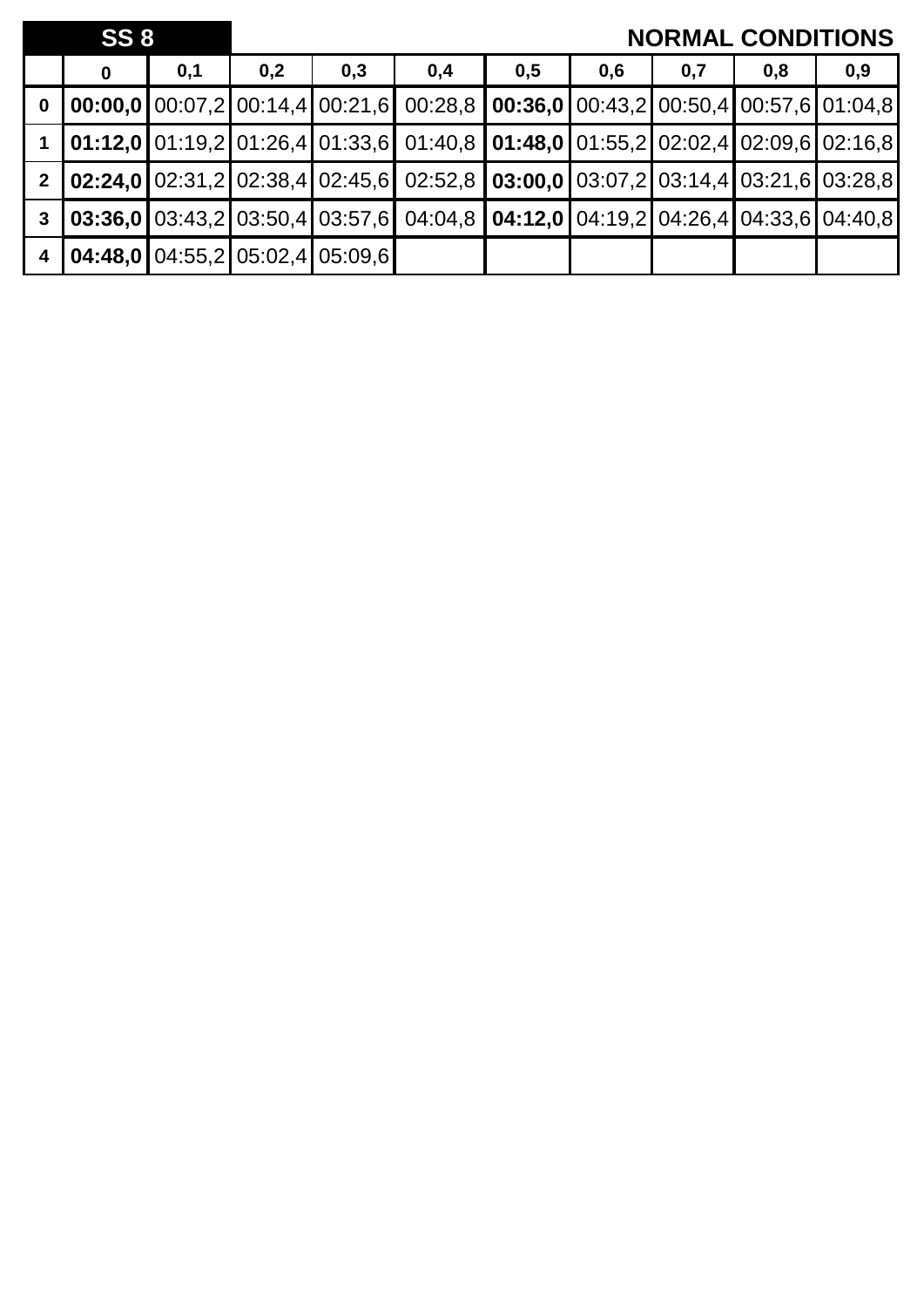**SS 8** **NORMAL CONDITIONS**

| | 0 | 0,1 | 0,2 | 0,3 | 0,4 | 0,5 | 0,6 | 0,7 | 0,8 | 0,9 |
|---|---|---|---|---|---|---|---|---|---|---|
| **0** | **00:00,0** | 00:07,2 | 00:14,4 | 00:21,6 | 00:28,8 | **00:36,0** | 00:43,2 | 00:50,4 | 00:57,6 | 01:04,8 |
| **1** | **01:12,0** | 01:19,2 | 01:26,4 | 01:33,6 | 01:40,8 | **01:48,0** | 01:55,2 | 02:02,4 | 02:09,6 | 02:16,8 |
| **2** | **02:24,0** | 02:31,2 | 02:38,4 | 02:45,6 | 02:52,8 | **03:00,0** | 03:07,2 | 03:14,4 | 03:21,6 | 03:28,8 |
| **3** | **03:36,0** | 03:43,2 | 03:50,4 | 03:57,6 | 04:04,8 | **04:12,0** | 04:19,2 | 04:26,4 | 04:33,6 | 04:40,8 |
| **4** | **04:48,0** | 04:55,2 | 05:02,4 | 05:09,6 | | | | | | |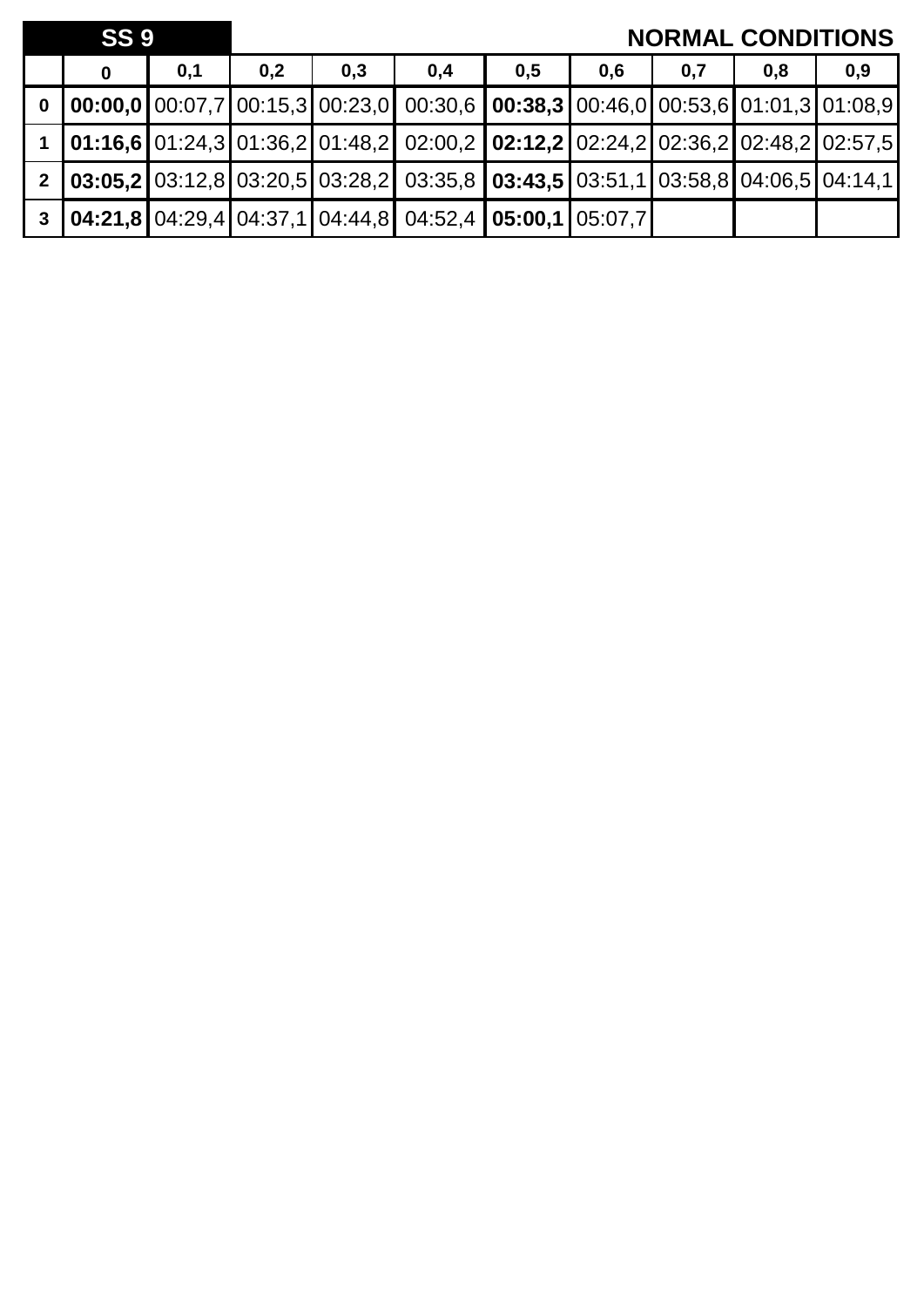| SS 9 | | | | | | | | | | NORMAL CONDITIONS |
|---|---|---|---|---|---|---|---|---|---|---|
| | **0** | **0,1** | **0,2** | **0,3** | **0,4** | **0,5** | **0,6** | **0,7** | **0,8** | **0,9** |
| **0** | **00:00,0** | 00:07,7 | 00:15,3 | 00:23,0 | 00:30,6 | **00:38,3** | 00:46,0 | 00:53,6 | 01:01,3 | 01:08,9 |
| **1** | **01:16,6** | 01:24,3 | 01:36,2 | 01:48,2 | 02:00,2 | **02:12,2** | 02:24,2 | 02:36,2 | 02:48,2 | 02:57,5 |
| **2** | **03:05,2** | 03:12,8 | 03:20,5 | 03:28,2 | 03:35,8 | **03:43,5** | 03:51,1 | 03:58,8 | 04:06,5 | 04:14,1 |
| **3** | **04:21,8** | 04:29,4 | 04:37,1 | 04:44,8 | 04:52,4 | **05:00,1** | 05:07,7 | | | |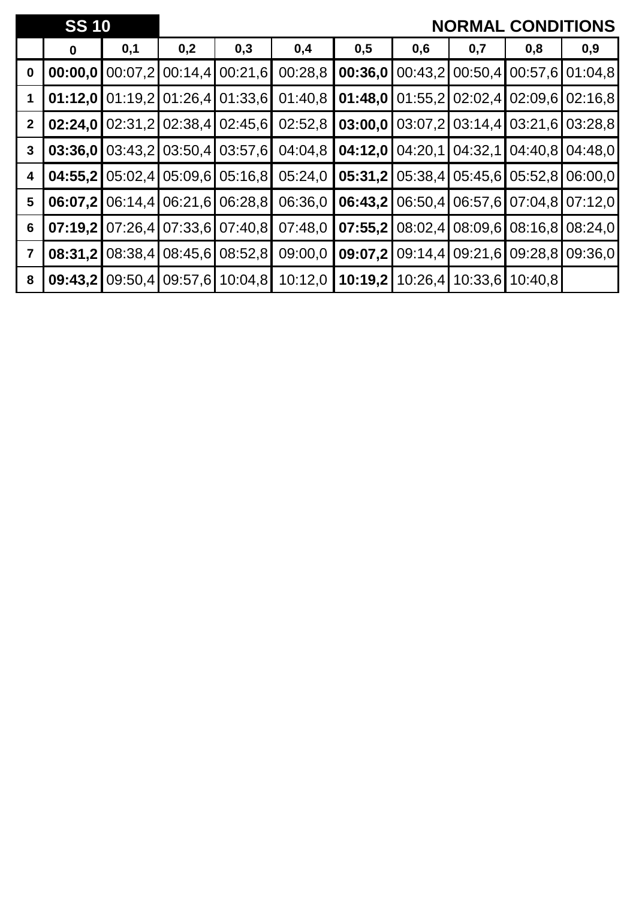| SS 10 | | | | | | | | | | NORMAL CONDITIONS |
|---|---|---|---|---|---|---|---|---|---|---|
| | **0** | **0,1** | **0,2** | **0,3** | **0,4** | **0,5** | **0,6** | **0,7** | **0,8** | **0,9** |
| **0** | **00:00,0** | 00:07,2 | 00:14,4 | 00:21,6 | 00:28,8 | **00:36,0** | 00:43,2 | 00:50,4 | 00:57,6 | 01:04,8 |
| **1** | **01:12,0** | 01:19,2 | 01:26,4 | 01:33,6 | 01:40,8 | **01:48,0** | 01:55,2 | 02:02,4 | 02:09,6 | 02:16,8 |
| **2** | **02:24,0** | 02:31,2 | 02:38,4 | 02:45,6 | 02:52,8 | **03:00,0** | 03:07,2 | 03:14,4 | 03:21,6 | 03:28,8 |
| **3** | **03:36,0** | 03:43,2 | 03:50,4 | 03:57,6 | 04:04,8 | **04:12,0** | 04:20,1 | 04:32,1 | 04:40,8 | 04:48,0 |
| **4** | **04:55,2** | 05:02,4 | 05:09,6 | 05:16,8 | 05:24,0 | **05:31,2** | 05:38,4 | 05:45,6 | 05:52,8 | 06:00,0 |
| **5** | **06:07,2** | 06:14,4 | 06:21,6 | 06:28,8 | 06:36,0 | **06:43,2** | 06:50,4 | 06:57,6 | 07:04,8 | 07:12,0 |
| **6** | **07:19,2** | 07:26,4 | 07:33,6 | 07:40,8 | 07:48,0 | **07:55,2** | 08:02,4 | 08:09,6 | 08:16,8 | 08:24,0 |
| **7** | **08:31,2** | 08:38,4 | 08:45,6 | 08:52,8 | 09:00,0 | **09:07,2** | 09:14,4 | 09:21,6 | 09:28,8 | 09:36,0 |
| **8** | **09:43,2** | 09:50,4 | 09:57,6 | 10:04,8 | 10:12,0 | **10:19,2** | 10:26,4 | 10:33,6 | 10:40,8 | |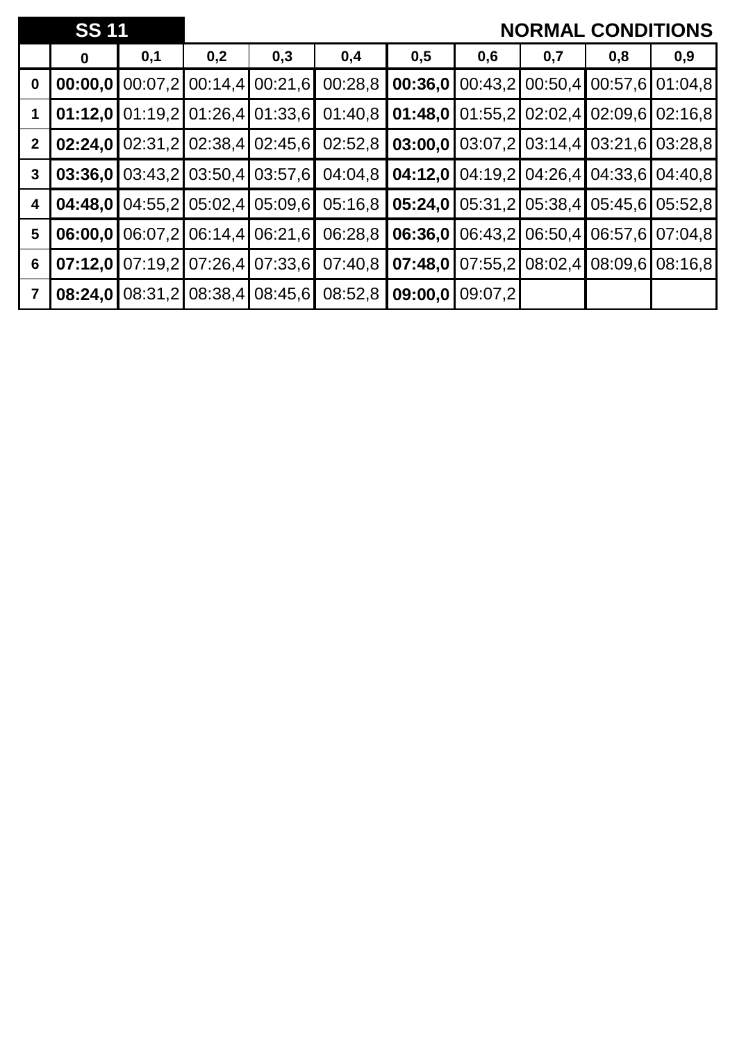| SS 11 | | | | | | | | | | NORMAL CONDITIONS |
|---|---|---|---|---|---|---|---|---|---|---|
| | **0** | **0,1** | **0,2** | **0,3** | **0,4** | **0,5** | **0,6** | **0,7** | **0,8** | **0,9** |
| **0** | **00:00,0** | 00:07,2 | 00:14,4 | 00:21,6 | 00:28,8 | **00:36,0** | 00:43,2 | 00:50,4 | 00:57,6 | 01:04,8 |
| **1** | **01:12,0** | 01:19,2 | 01:26,4 | 01:33,6 | 01:40,8 | **01:48,0** | 01:55,2 | 02:02,4 | 02:09,6 | 02:16,8 |
| **2** | **02:24,0** | 02:31,2 | 02:38,4 | 02:45,6 | 02:52,8 | **03:00,0** | 03:07,2 | 03:14,4 | 03:21,6 | 03:28,8 |
| **3** | **03:36,0** | 03:43,2 | 03:50,4 | 03:57,6 | 04:04,8 | **04:12,0** | 04:19,2 | 04:26,4 | 04:33,6 | 04:40,8 |
| **4** | **04:48,0** | 04:55,2 | 05:02,4 | 05:09,6 | 05:16,8 | **05:24,0** | 05:31,2 | 05:38,4 | 05:45,6 | 05:52,8 |
| **5** | **06:00,0** | 06:07,2 | 06:14,4 | 06:21,6 | 06:28,8 | **06:36,0** | 06:43,2 | 06:50,4 | 06:57,6 | 07:04,8 |
| **6** | **07:12,0** | 07:19,2 | 07:26,4 | 07:33,6 | 07:40,8 | **07:48,0** | 07:55,2 | 08:02,4 | 08:09,6 | 08:16,8 |
| **7** | **08:24,0** | 08:31,2 | 08:38,4 | 08:45,6 | 08:52,8 | **09:00,0** | 09:07,2 | | | |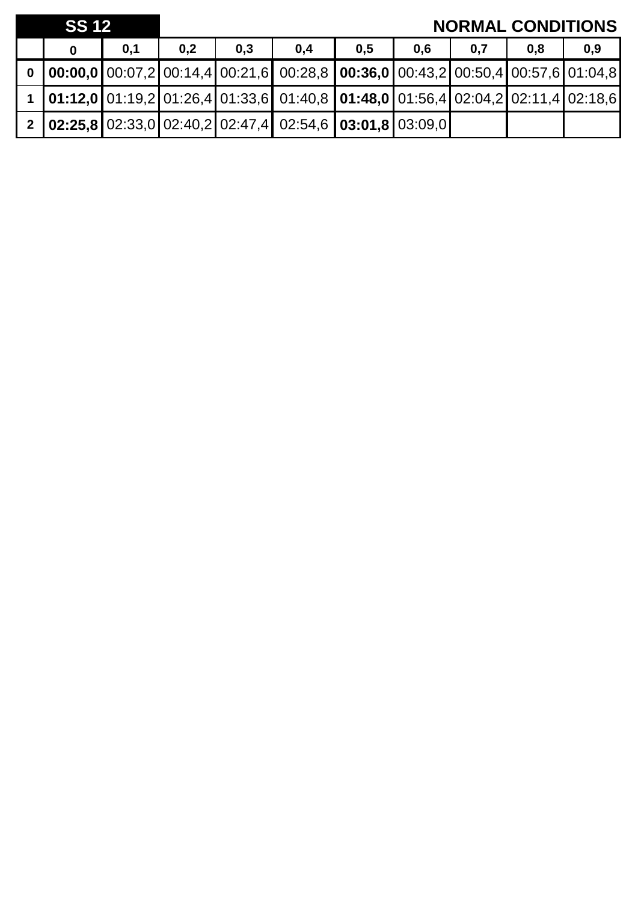**SS 12** **NORMAL CONDITIONS**

| | 0 | 0,1 | 0,2 | 0,3 | 0,4 | 0,5 | 0,6 | 0,7 | 0,8 | 0,9 |
|---|---|---|---|---|---|---|---|---|---|---|
| **0** | **00:00,0** | 00:07,2 | 00:14,4 | 00:21,6 | 00:28,8 | **00:36,0** | 00:43,2 | 00:50,4 | 00:57,6 | 01:04,8 |
| **1** | **01:12,0** | 01:19,2 | 01:26,4 | 01:33,6 | 01:40,8 | **01:48,0** | 01:56,4 | 02:04,2 | 02:11,4 | 02:18,6 |
| **2** | **02:25,8** | 02:33,0 | 02:40,2 | 02:47,4 | 02:54,6 | **03:01,8** | 03:09,0 | | | |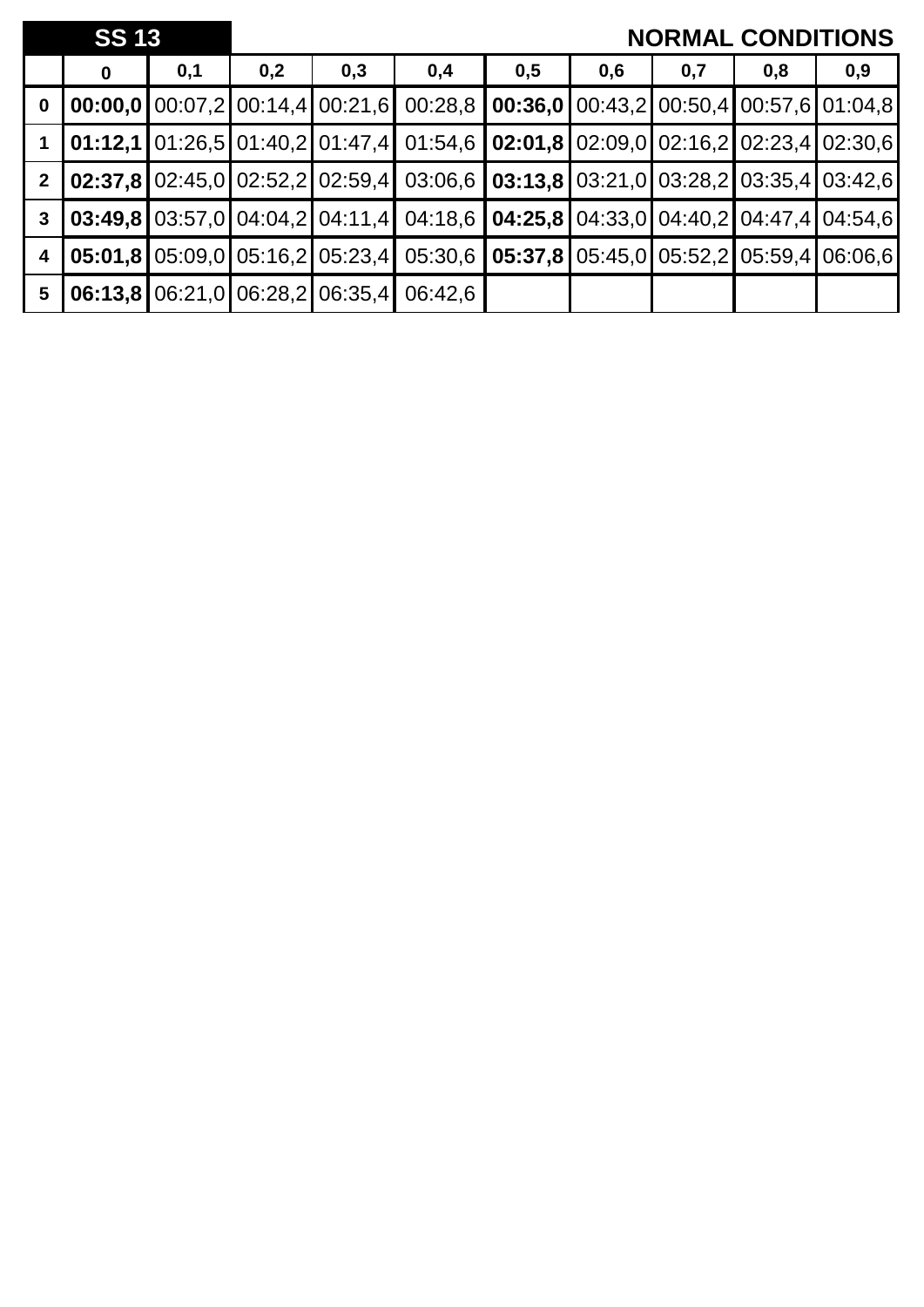| SS 13 | | | | | | | | | | NORMAL CONDITIONS |
|---|---|---|---|---|---|---|---|---|---|---|
| | **0** | **0,1** | **0,2** | **0,3** | **0,4** | **0,5** | **0,6** | **0,7** | **0,8** | **0,9** |
| **0** | **00:00,0** | 00:07,2 | 00:14,4 | 00:21,6 | 00:28,8 | **00:36,0** | 00:43,2 | 00:50,4 | 00:57,6 | 01:04,8 |
| **1** | **01:12,1** | 01:26,5 | 01:40,2 | 01:47,4 | 01:54,6 | **02:01,8** | 02:09,0 | 02:16,2 | 02:23,4 | 02:30,6 |
| **2** | **02:37,8** | 02:45,0 | 02:52,2 | 02:59,4 | 03:06,6 | **03:13,8** | 03:21,0 | 03:28,2 | 03:35,4 | 03:42,6 |
| **3** | **03:49,8** | 03:57,0 | 04:04,2 | 04:11,4 | 04:18,6 | **04:25,8** | 04:33,0 | 04:40,2 | 04:47,4 | 04:54,6 |
| **4** | **05:01,8** | 05:09,0 | 05:16,2 | 05:23,4 | 05:30,6 | **05:37,8** | 05:45,0 | 05:52,2 | 05:59,4 | 06:06,6 |
| **5** | **06:13,8** | 06:21,0 | 06:28,2 | 06:35,4 | 06:42,6 | | | | | |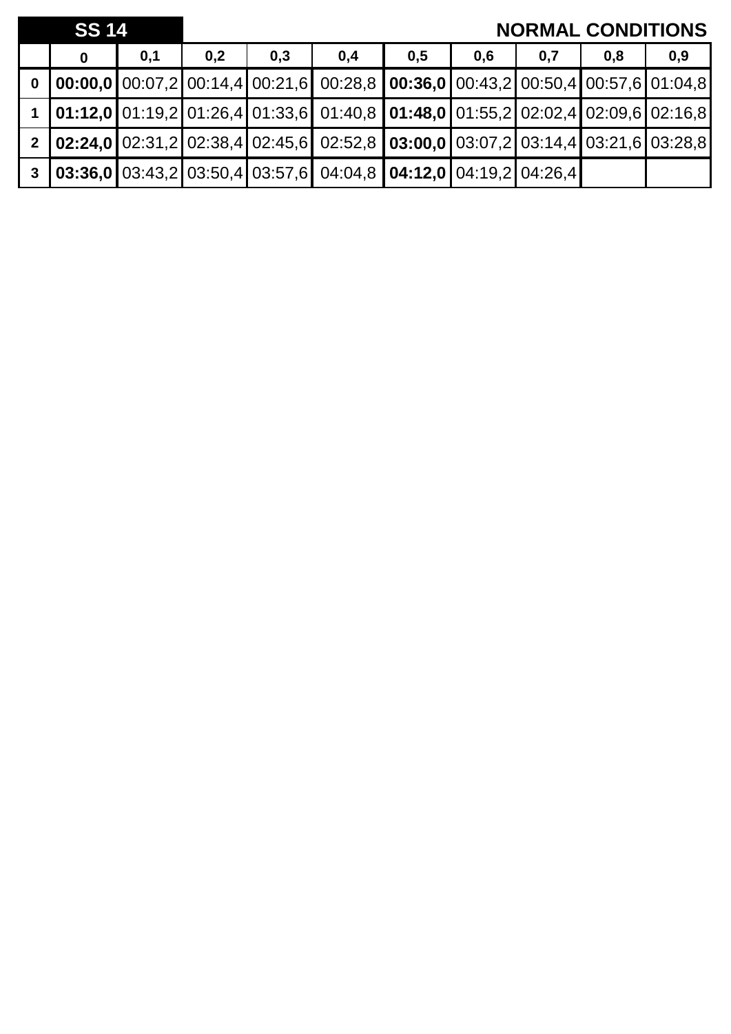| SS 14 | | | | | | | | | | NORMAL CONDITIONS |
|---|---|---|---|---|---|---|---|---|---|---|
| | **0** | **0,1** | **0,2** | **0,3** | **0,4** | **0,5** | **0,6** | **0,7** | **0,8** | **0,9** |
| **0** | **00:00,0** | 00:07,2 | 00:14,4 | 00:21,6 | 00:28,8 | **00:36,0** | 00:43,2 | 00:50,4 | 00:57,6 | 01:04,8 |
| **1** | **01:12,0** | 01:19,2 | 01:26,4 | 01:33,6 | 01:40,8 | **01:48,0** | 01:55,2 | 02:02,4 | 02:09,6 | 02:16,8 |
| **2** | **02:24,0** | 02:31,2 | 02:38,4 | 02:45,6 | 02:52,8 | **03:00,0** | 03:07,2 | 03:14,4 | 03:21,6 | 03:28,8 |
| **3** | **03:36,0** | 03:43,2 | 03:50,4 | 03:57,6 | 04:04,8 | **04:12,0** | 04:19,2 | 04:26,4 | | |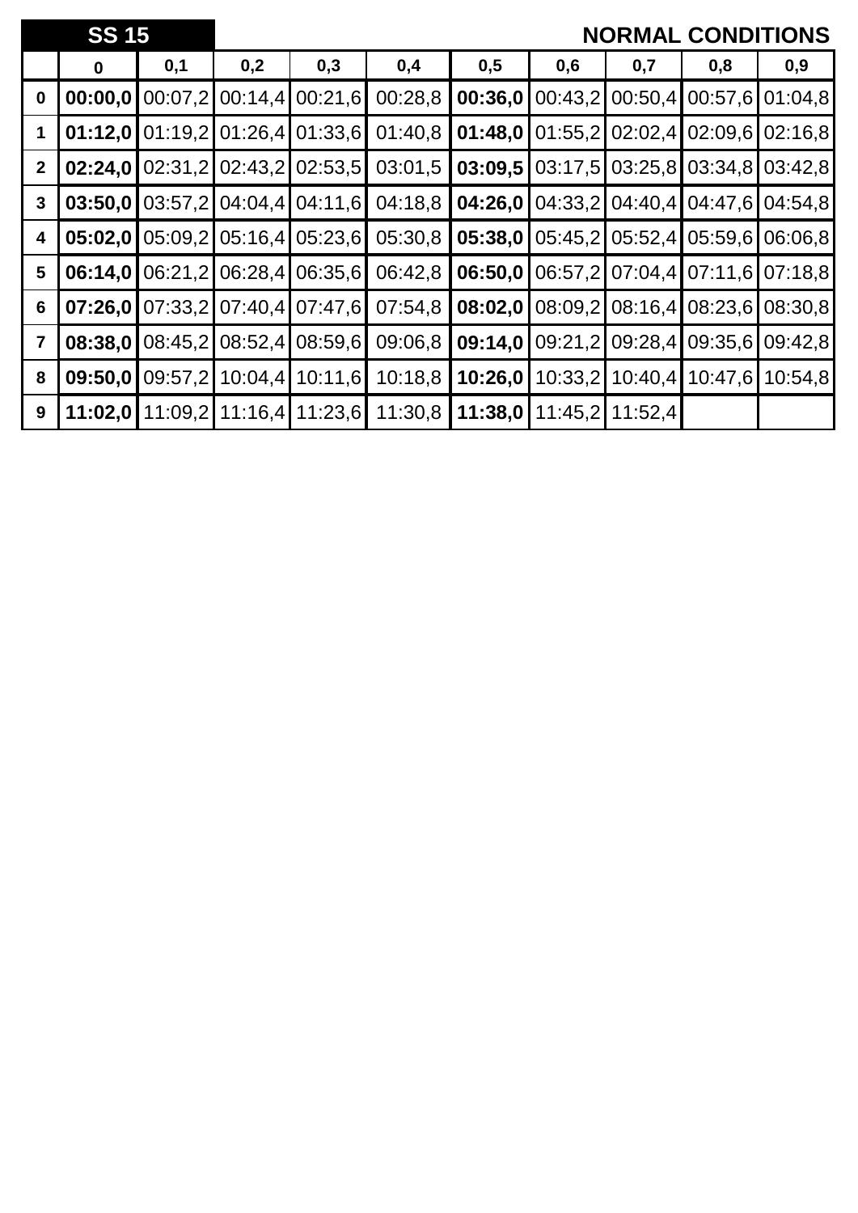| SS 15 | | | | | | | | | | NORMAL CONDITIONS |
|---|---|---|---|---|---|---|---|---|---|---|
| | **0** | **0,1** | **0,2** | **0,3** | **0,4** | **0,5** | **0,6** | **0,7** | **0,8** | **0,9** |
| **0** | **00:00,0** | 00:07,2 | 00:14,4 | 00:21,6 | 00:28,8 | **00:36,0** | 00:43,2 | 00:50,4 | 00:57,6 | 01:04,8 |
| **1** | **01:12,0** | 01:19,2 | 01:26,4 | 01:33,6 | 01:40,8 | **01:48,0** | 01:55,2 | 02:02,4 | 02:09,6 | 02:16,8 |
| **2** | **02:24,0** | 02:31,2 | 02:43,2 | 02:53,5 | 03:01,5 | **03:09,5** | 03:17,5 | 03:25,8 | 03:34,8 | 03:42,8 |
| **3** | **03:50,0** | 03:57,2 | 04:04,4 | 04:11,6 | 04:18,8 | **04:26,0** | 04:33,2 | 04:40,4 | 04:47,6 | 04:54,8 |
| **4** | **05:02,0** | 05:09,2 | 05:16,4 | 05:23,6 | 05:30,8 | **05:38,0** | 05:45,2 | 05:52,4 | 05:59,6 | 06:06,8 |
| **5** | **06:14,0** | 06:21,2 | 06:28,4 | 06:35,6 | 06:42,8 | **06:50,0** | 06:57,2 | 07:04,4 | 07:11,6 | 07:18,8 |
| **6** | **07:26,0** | 07:33,2 | 07:40,4 | 07:47,6 | 07:54,8 | **08:02,0** | 08:09,2 | 08:16,4 | 08:23,6 | 08:30,8 |
| **7** | **08:38,0** | 08:45,2 | 08:52,4 | 08:59,6 | 09:06,8 | **09:14,0** | 09:21,2 | 09:28,4 | 09:35,6 | 09:42,8 |
| **8** | **09:50,0** | 09:57,2 | 10:04,4 | 10:11,6 | 10:18,8 | **10:26,0** | 10:33,2 | 10:40,4 | 10:47,6 | 10:54,8 |
| **9** | **11:02,0** | 11:09,2 | 11:16,4 | 11:23,6 | 11:30,8 | **11:38,0** | 11:45,2 | 11:52,4 | | |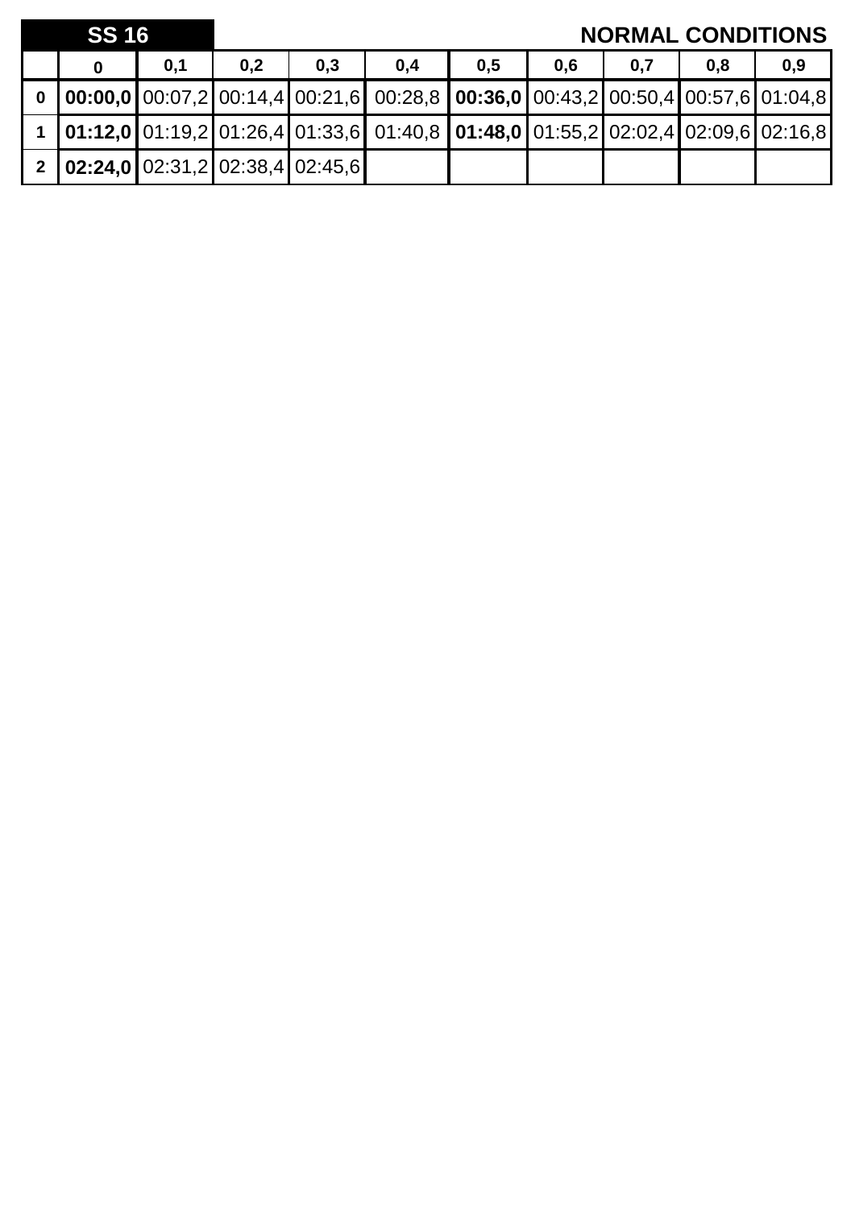| SS 16 | | | | | | | | | | NORMAL CONDITIONS |
|---|---|---|---|---|---|---|---|---|---|---|
| | **0** | **0,1** | **0,2** | **0,3** | **0,4** | **0,5** | **0,6** | **0,7** | **0,8** | **0,9** |
| **0** | **00:00,0** | 00:07,2 | 00:14,4 | 00:21,6 | 00:28,8 | **00:36,0** | 00:43,2 | 00:50,4 | 00:57,6 | 01:04,8 |
| **1** | **01:12,0** | 01:19,2 | 01:26,4 | 01:33,6 | 01:40,8 | **01:48,0** | 01:55,2 | 02:02,4 | 02:09,6 | 02:16,8 |
| **2** | **02:24,0** | 02:31,2 | 02:38,4 | 02:45,6 | | | | | | |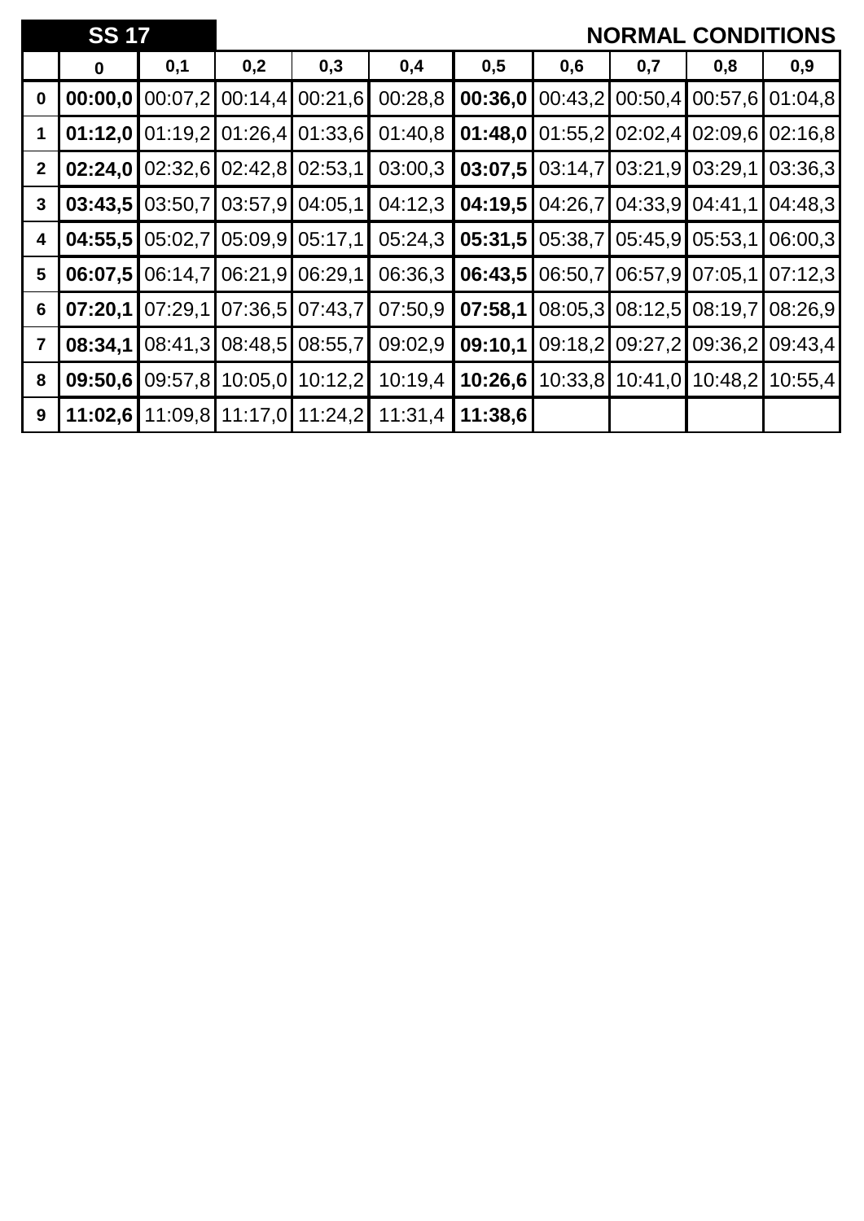| SS 17 | | | | | | | | | | NORMAL CONDITIONS |
|---|---|---|---|---|---|---|---|---|---|---|
| | **0** | **0,1** | **0,2** | **0,3** | **0,4** | **0,5** | **0,6** | **0,7** | **0,8** | **0,9** |
| **0** | **00:00,0** | 00:07,2 | 00:14,4 | 00:21,6 | 00:28,8 | **00:36,0** | 00:43,2 | 00:50,4 | 00:57,6 | 01:04,8 |
| **1** | **01:12,0** | 01:19,2 | 01:26,4 | 01:33,6 | 01:40,8 | **01:48,0** | 01:55,2 | 02:02,4 | 02:09,6 | 02:16,8 |
| **2** | **02:24,0** | 02:32,6 | 02:42,8 | 02:53,1 | 03:00,3 | **03:07,5** | 03:14,7 | 03:21,9 | 03:29,1 | 03:36,3 |
| **3** | **03:43,5** | 03:50,7 | 03:57,9 | 04:05,1 | 04:12,3 | **04:19,5** | 04:26,7 | 04:33,9 | 04:41,1 | 04:48,3 |
| **4** | **04:55,5** | 05:02,7 | 05:09,9 | 05:17,1 | 05:24,3 | **05:31,5** | 05:38,7 | 05:45,9 | 05:53,1 | 06:00,3 |
| **5** | **06:07,5** | 06:14,7 | 06:21,9 | 06:29,1 | 06:36,3 | **06:43,5** | 06:50,7 | 06:57,9 | 07:05,1 | 07:12,3 |
| **6** | **07:20,1** | 07:29,1 | 07:36,5 | 07:43,7 | 07:50,9 | **07:58,1** | 08:05,3 | 08:12,5 | 08:19,7 | 08:26,9 |
| **7** | **08:34,1** | 08:41,3 | 08:48,5 | 08:55,7 | 09:02,9 | **09:10,1** | 09:18,2 | 09:27,2 | 09:36,2 | 09:43,4 |
| **8** | **09:50,6** | 09:57,8 | 10:05,0 | 10:12,2 | 10:19,4 | **10:26,6** | 10:33,8 | 10:41,0 | 10:48,2 | 10:55,4 |
| **9** | **11:02,6** | 11:09,8 | 11:17,0 | 11:24,2 | 11:31,4 | **11:38,6** | | | | |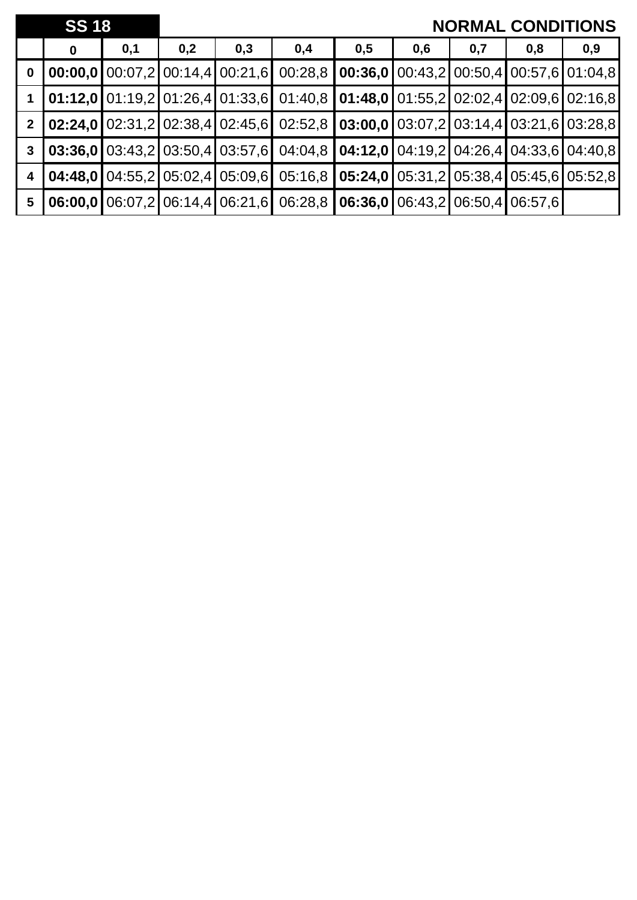**SS 18** **NORMAL CONDITIONS**

| | 0 | 0,1 | 0,2 | 0,3 | 0,4 | 0,5 | 0,6 | 0,7 | 0,8 | 0,9 |
|---|---|---|---|---|---|---|---|---|---|---|
| **0** | **00:00,0** | 00:07,2 | 00:14,4 | 00:21,6 | 00:28,8 | **00:36,0** | 00:43,2 | 00:50,4 | 00:57,6 | 01:04,8 |
| **1** | **01:12,0** | 01:19,2 | 01:26,4 | 01:33,6 | 01:40,8 | **01:48,0** | 01:55,2 | 02:02,4 | 02:09,6 | 02:16,8 |
| **2** | **02:24,0** | 02:31,2 | 02:38,4 | 02:45,6 | 02:52,8 | **03:00,0** | 03:07,2 | 03:14,4 | 03:21,6 | 03:28,8 |
| **3** | **03:36,0** | 03:43,2 | 03:50,4 | 03:57,6 | 04:04,8 | **04:12,0** | 04:19,2 | 04:26,4 | 04:33,6 | 04:40,8 |
| **4** | **04:48,0** | 04:55,2 | 05:02,4 | 05:09,6 | 05:16,8 | **05:24,0** | 05:31,2 | 05:38,4 | 05:45,6 | 05:52,8 |
| **5** | **06:00,0** | 06:07,2 | 06:14,4 | 06:21,6 | 06:28,8 | **06:36,0** | 06:43,2 | 06:50,4 | 06:57,6 | |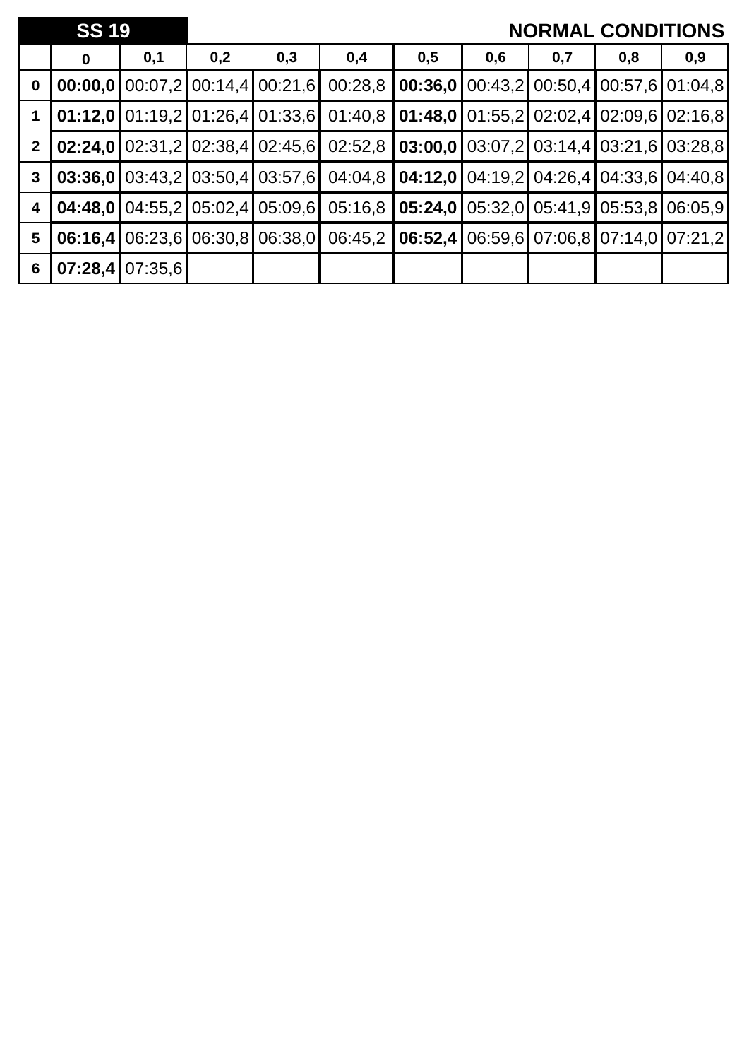| SS 19 | | | | | | | | | | NORMAL CONDITIONS |
|---|---|---|---|---|---|---|---|---|---|---|
| | **0** | **0,1** | **0,2** | **0,3** | **0,4** | **0,5** | **0,6** | **0,7** | **0,8** | **0,9** |
| **0** | **00:00,0** | 00:07,2 | 00:14,4 | 00:21,6 | 00:28,8 | **00:36,0** | 00:43,2 | 00:50,4 | 00:57,6 | 01:04,8 |
| **1** | **01:12,0** | 01:19,2 | 01:26,4 | 01:33,6 | 01:40,8 | **01:48,0** | 01:55,2 | 02:02,4 | 02:09,6 | 02:16,8 |
| **2** | **02:24,0** | 02:31,2 | 02:38,4 | 02:45,6 | 02:52,8 | **03:00,0** | 03:07,2 | 03:14,4 | 03:21,6 | 03:28,8 |
| **3** | **03:36,0** | 03:43,2 | 03:50,4 | 03:57,6 | 04:04,8 | **04:12,0** | 04:19,2 | 04:26,4 | 04:33,6 | 04:40,8 |
| **4** | **04:48,0** | 04:55,2 | 05:02,4 | 05:09,6 | 05:16,8 | **05:24,0** | 05:32,0 | 05:41,9 | 05:53,8 | 06:05,9 |
| **5** | **06:16,4** | 06:23,6 | 06:30,8 | 06:38,0 | 06:45,2 | **06:52,4** | 06:59,6 | 07:06,8 | 07:14,0 | 07:21,2 |
| **6** | **07:28,4** | 07:35,6 | | | | | | | | |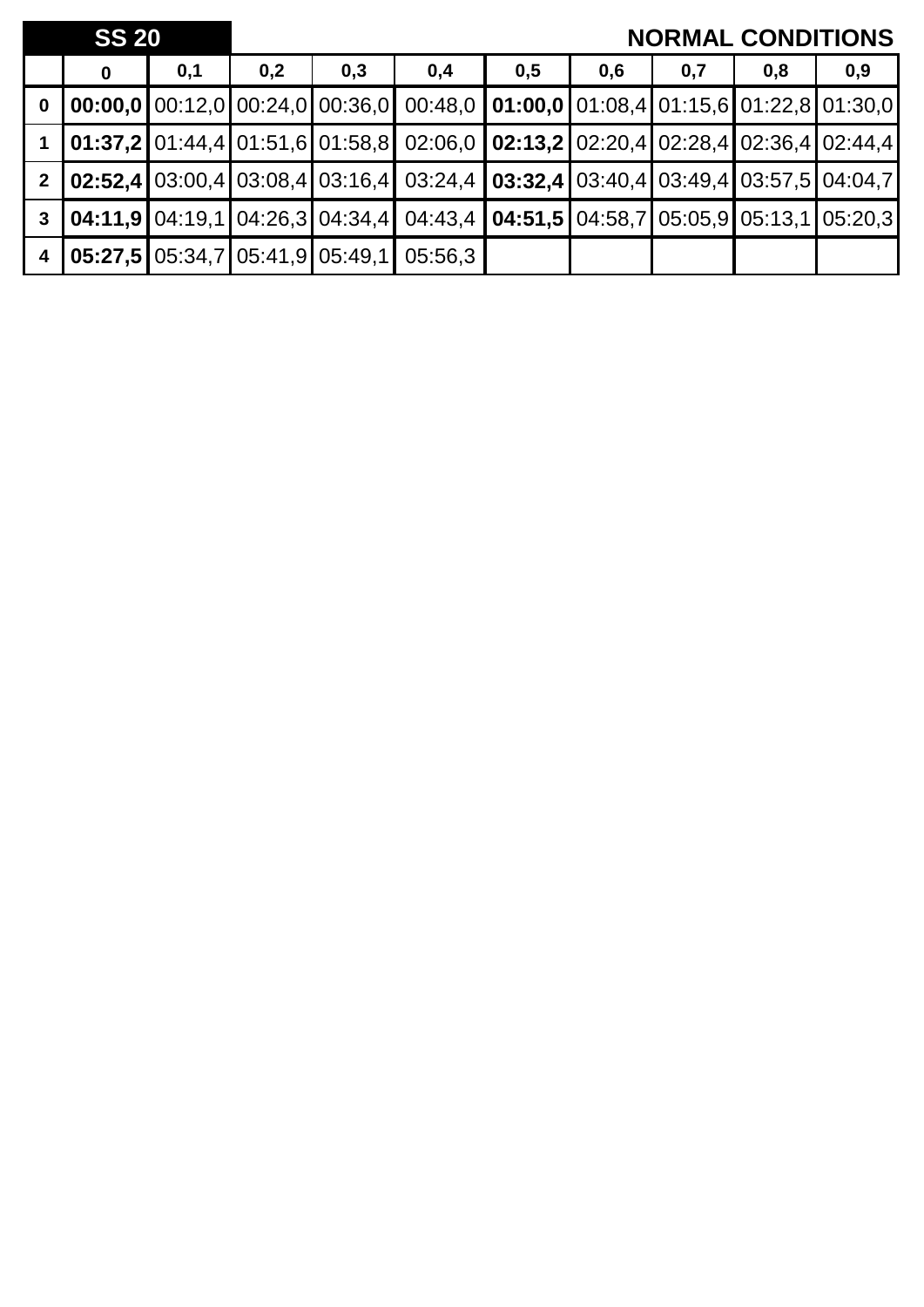**SS 20** **NORMAL CONDITIONS**

| | 0 | 0,1 | 0,2 | 0,3 | 0,4 | 0,5 | 0,6 | 0,7 | 0,8 | 0,9 |
|---|---|---|---|---|---|---|---|---|---|---|
| **0** | **00:00,0** | 00:12,0 | 00:24,0 | 00:36,0 | 00:48,0 | **01:00,0** | 01:08,4 | 01:15,6 | 01:22,8 | 01:30,0 |
| **1** | **01:37,2** | 01:44,4 | 01:51,6 | 01:58,8 | 02:06,0 | **02:13,2** | 02:20,4 | 02:28,4 | 02:36,4 | 02:44,4 |
| **2** | **02:52,4** | 03:00,4 | 03:08,4 | 03:16,4 | 03:24,4 | **03:32,4** | 03:40,4 | 03:49,4 | 03:57,5 | 04:04,7 |
| **3** | **04:11,9** | 04:19,1 | 04:26,3 | 04:34,4 | 04:43,4 | **04:51,5** | 04:58,7 | 05:05,9 | 05:13,1 | 05:20,3 |
| **4** | **05:27,5** | 05:34,7 | 05:41,9 | 05:49,1 | 05:56,3 | | | | | |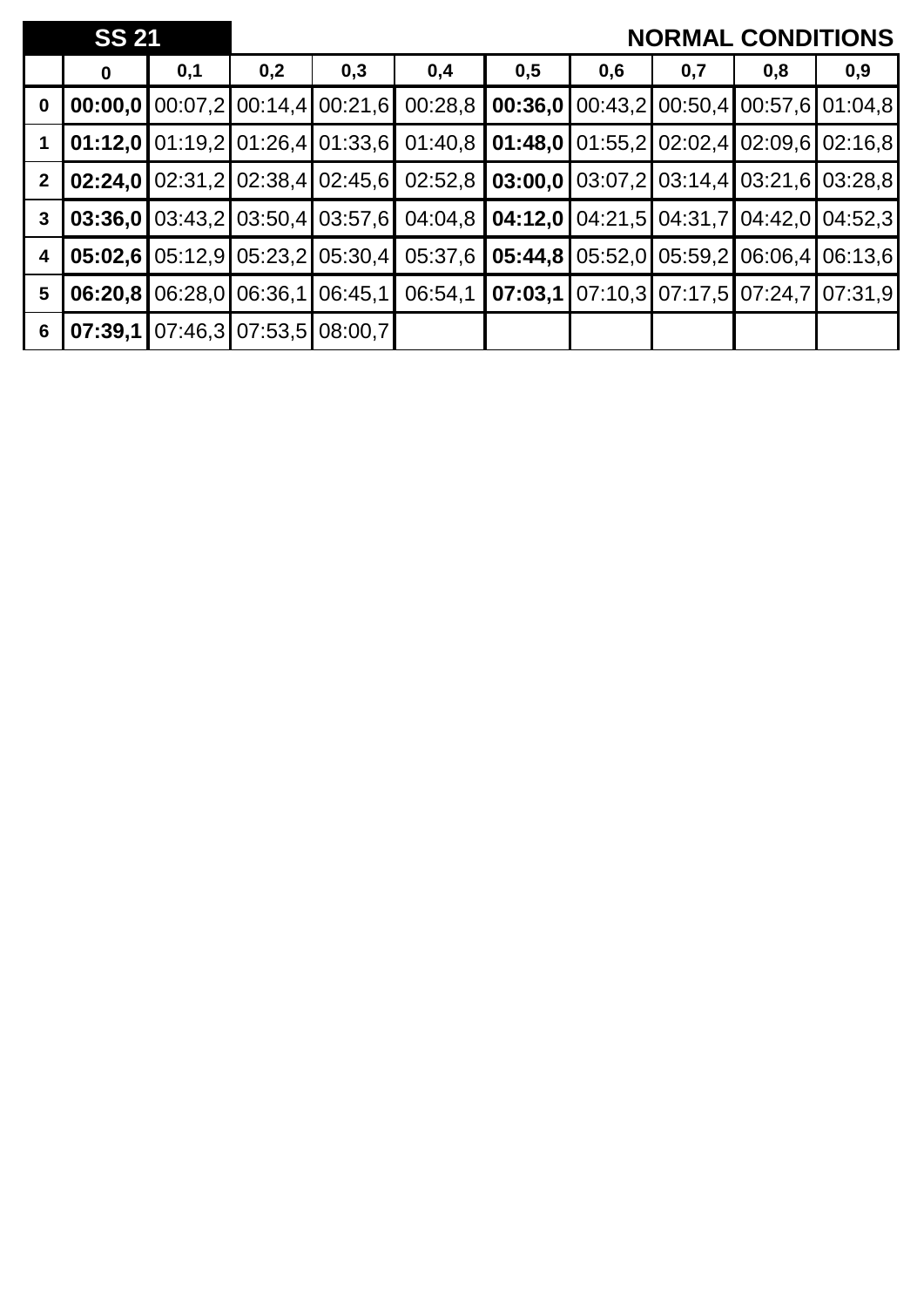| SS 21 | | | | | | | | | | NORMAL CONDITIONS |
|---|---|---|---|---|---|---|---|---|---|---|
| | **0** | **0,1** | **0,2** | **0,3** | **0,4** | **0,5** | **0,6** | **0,7** | **0,8** | **0,9** |
| **0** | **00:00,0** | 00:07,2 | 00:14,4 | 00:21,6 | 00:28,8 | **00:36,0** | 00:43,2 | 00:50,4 | 00:57,6 | 01:04,8 |
| **1** | **01:12,0** | 01:19,2 | 01:26,4 | 01:33,6 | 01:40,8 | **01:48,0** | 01:55,2 | 02:02,4 | 02:09,6 | 02:16,8 |
| **2** | **02:24,0** | 02:31,2 | 02:38,4 | 02:45,6 | 02:52,8 | **03:00,0** | 03:07,2 | 03:14,4 | 03:21,6 | 03:28,8 |
| **3** | **03:36,0** | 03:43,2 | 03:50,4 | 03:57,6 | 04:04,8 | **04:12,0** | 04:21,5 | 04:31,7 | 04:42,0 | 04:52,3 |
| **4** | **05:02,6** | 05:12,9 | 05:23,2 | 05:30,4 | 05:37,6 | **05:44,8** | 05:52,0 | 05:59,2 | 06:06,4 | 06:13,6 |
| **5** | **06:20,8** | 06:28,0 | 06:36,1 | 06:45,1 | 06:54,1 | **07:03,1** | 07:10,3 | 07:17,5 | 07:24,7 | 07:31,9 |
| **6** | **07:39,1** | 07:46,3 | 07:53,5 | 08:00,7 | | | | | | |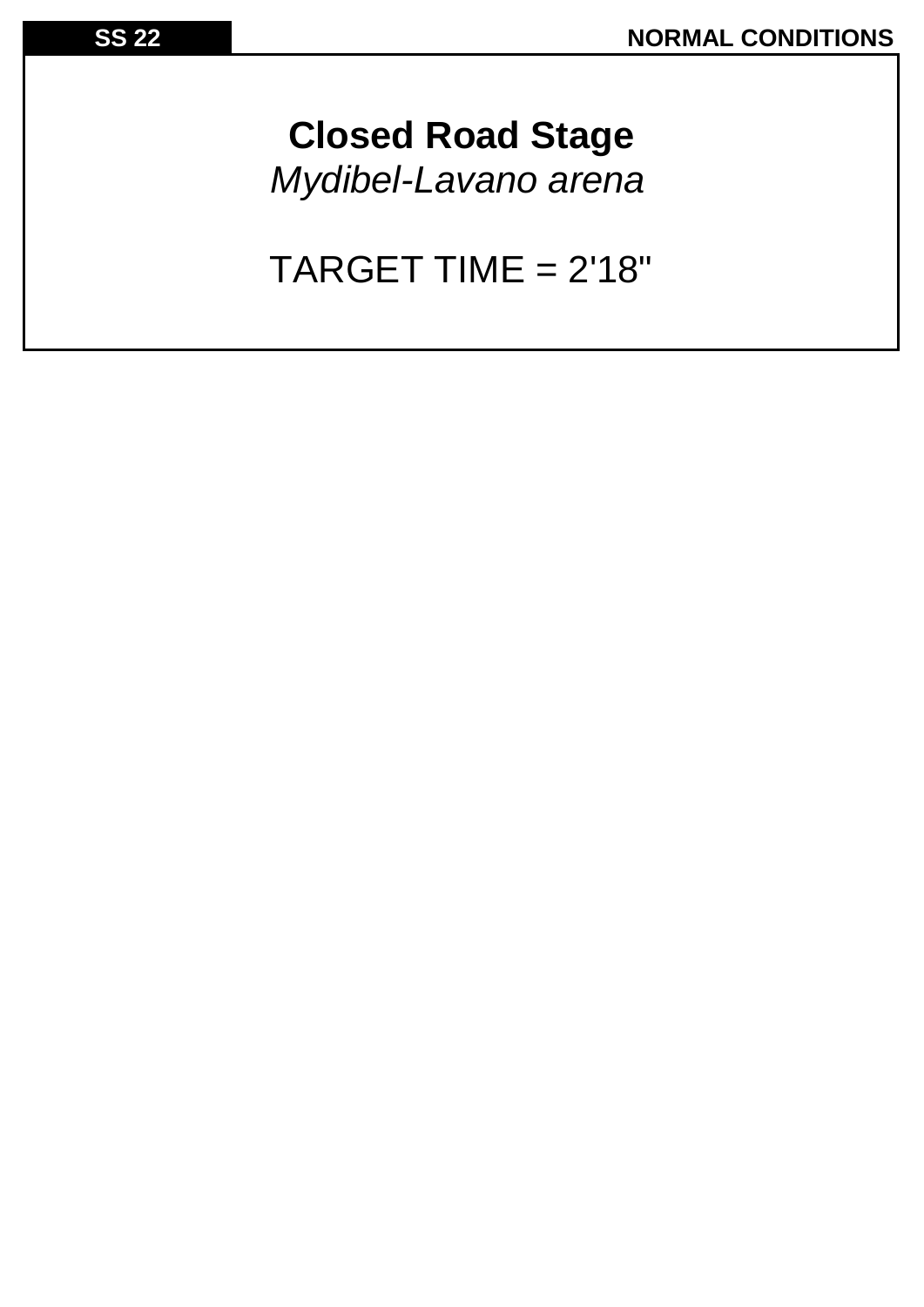**SS 22** NORMAL CONDITIONS

## Closed Road Stage

*Mydibel-Lavano arena*

TARGET TIME = 2'18"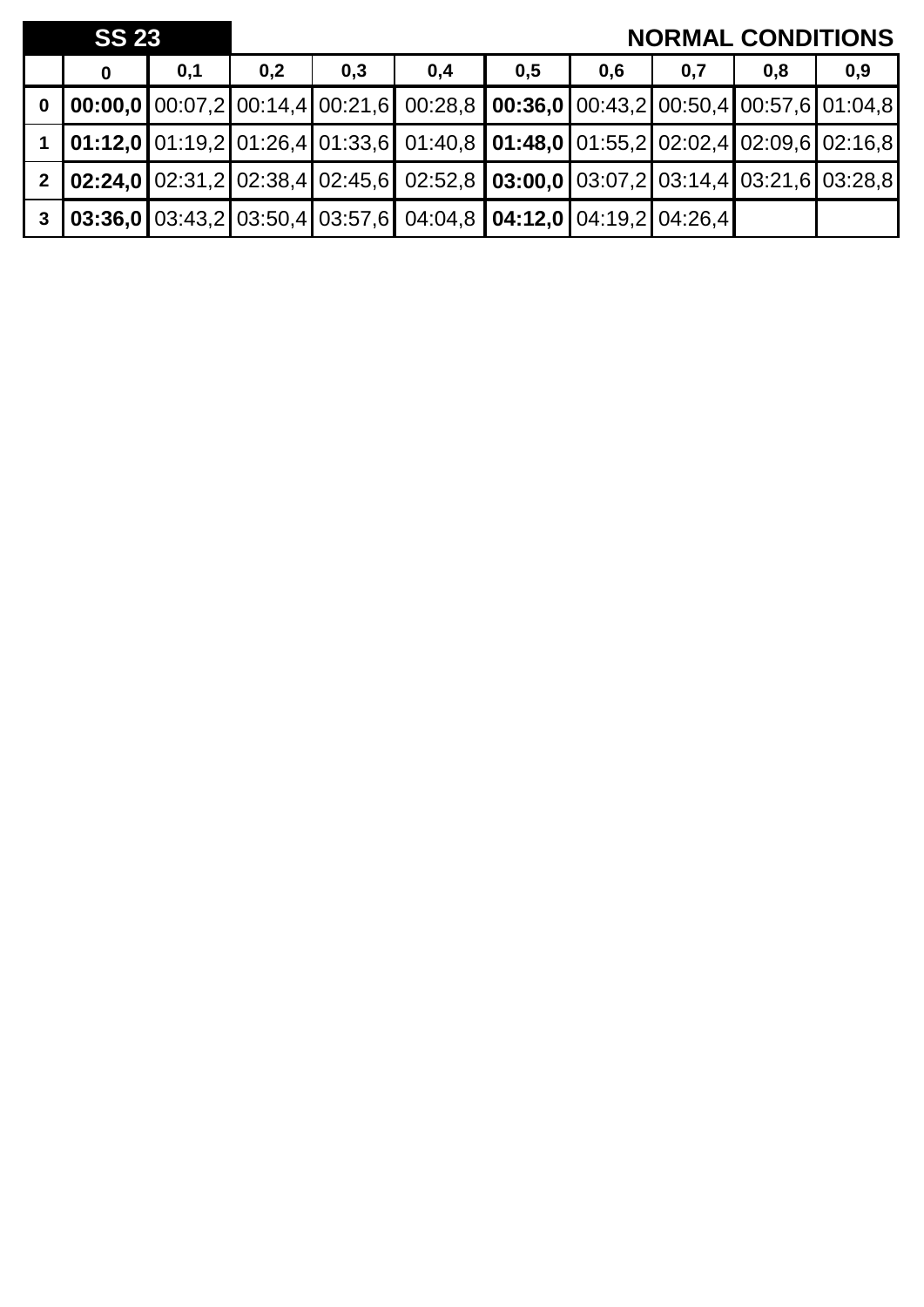## SS 23

## NORMAL CONDITIONS

| | 0 | 0,1 | 0,2 | 0,3 | 0,4 | 0,5 | 0,6 | 0,7 | 0,8 | 0,9 |
|---|---|---|---|---|---|---|---|---|---|---|
| **0** | **00:00,0** | 00:07,2 | 00:14,4 | 00:21,6 | 00:28,8 | **00:36,0** | 00:43,2 | 00:50,4 | 00:57,6 | 01:04,8 |
| **1** | **01:12,0** | 01:19,2 | 01:26,4 | 01:33,6 | 01:40,8 | **01:48,0** | 01:55,2 | 02:02,4 | 02:09,6 | 02:16,8 |
| **2** | **02:24,0** | 02:31,2 | 02:38,4 | 02:45,6 | 02:52,8 | **03:00,0** | 03:07,2 | 03:14,4 | 03:21,6 | 03:28,8 |
| **3** | **03:36,0** | 03:43,2 | 03:50,4 | 03:57,6 | 04:04,8 | **04:12,0** | 04:19,2 | 04:26,4 | | |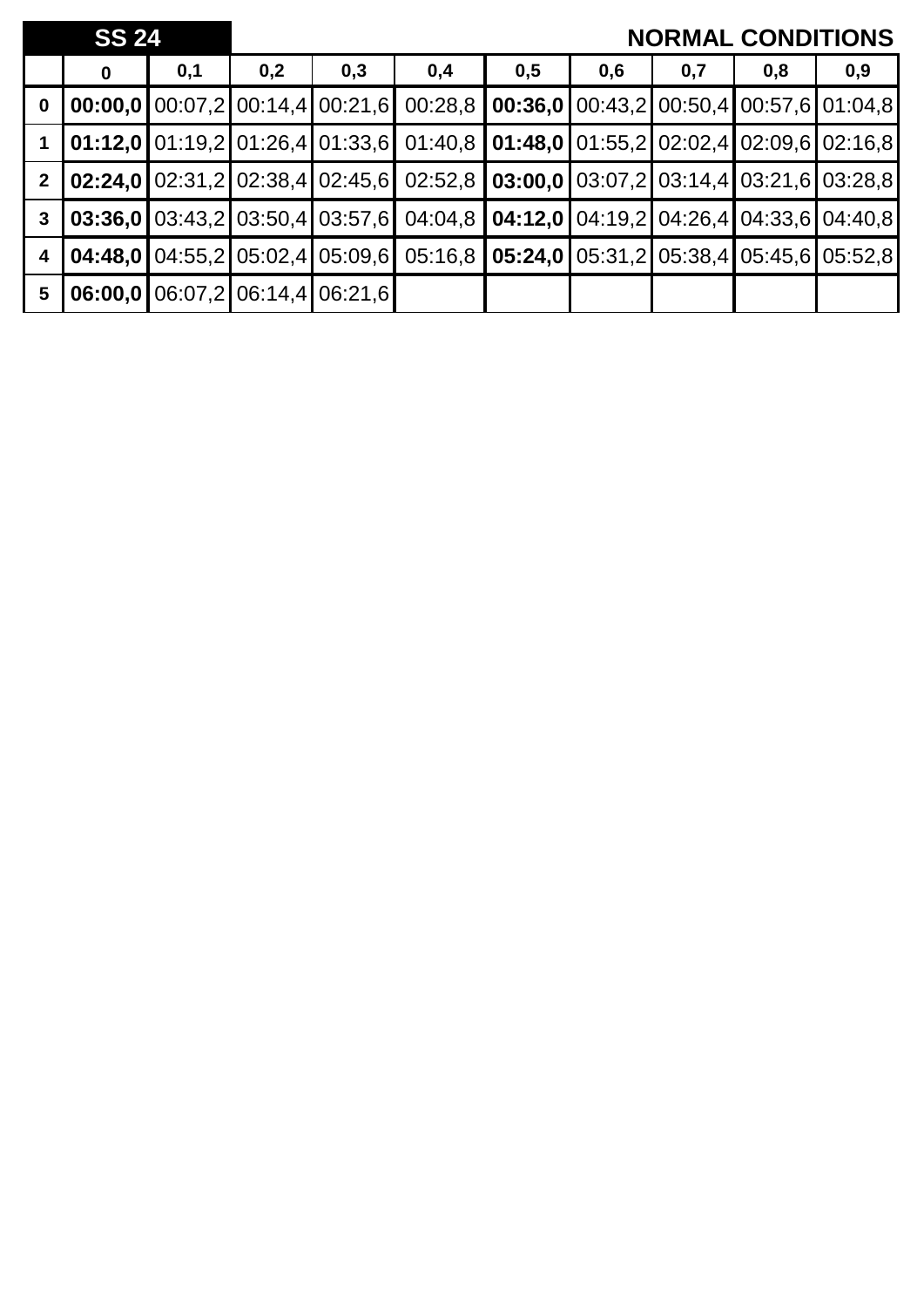**SS 24** — **NORMAL CONDITIONS**

| | **0** | **0,1** | **0,2** | **0,3** | **0,4** | **0,5** | **0,6** | **0,7** | **0,8** | **0,9** |
|---|---|---|---|---|---|---|---|---|---|---|
| **0** | **00:00,0** | 00:07,2 | 00:14,4 | 00:21,6 | 00:28,8 | **00:36,0** | 00:43,2 | 00:50,4 | 00:57,6 | 01:04,8 |
| **1** | **01:12,0** | 01:19,2 | 01:26,4 | 01:33,6 | 01:40,8 | **01:48,0** | 01:55,2 | 02:02,4 | 02:09,6 | 02:16,8 |
| **2** | **02:24,0** | 02:31,2 | 02:38,4 | 02:45,6 | 02:52,8 | **03:00,0** | 03:07,2 | 03:14,4 | 03:21,6 | 03:28,8 |
| **3** | **03:36,0** | 03:43,2 | 03:50,4 | 03:57,6 | 04:04,8 | **04:12,0** | 04:19,2 | 04:26,4 | 04:33,6 | 04:40,8 |
| **4** | **04:48,0** | 04:55,2 | 05:02,4 | 05:09,6 | 05:16,8 | **05:24,0** | 05:31,2 | 05:38,4 | 05:45,6 | 05:52,8 |
| **5** | **06:00,0** | 06:07,2 | 06:14,4 | 06:21,6 | | | | | | |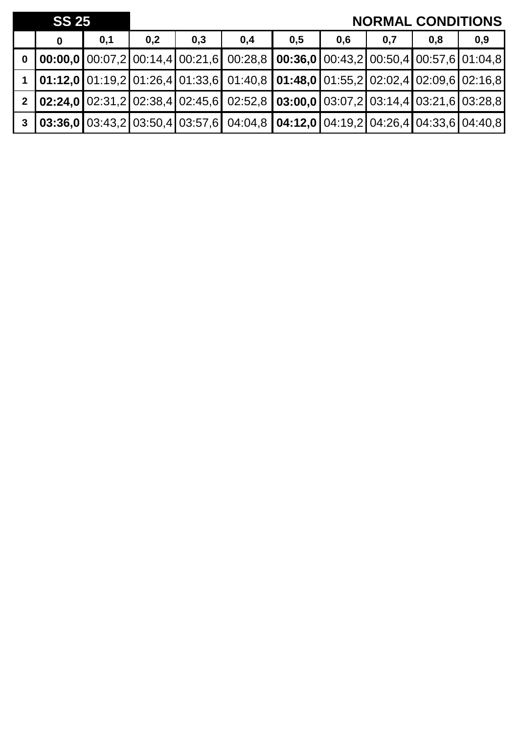| SS 25 | | | | | | | | | | NORMAL CONDITIONS |
|---|---|---|---|---|---|---|---|---|---|---|
| | **0** | **0,1** | **0,2** | **0,3** | **0,4** | **0,5** | **0,6** | **0,7** | **0,8** | **0,9** |
| **0** | **00:00,0** | 00:07,2 | 00:14,4 | 00:21,6 | 00:28,8 | **00:36,0** | 00:43,2 | 00:50,4 | 00:57,6 | 01:04,8 |
| **1** | **01:12,0** | 01:19,2 | 01:26,4 | 01:33,6 | 01:40,8 | **01:48,0** | 01:55,2 | 02:02,4 | 02:09,6 | 02:16,8 |
| **2** | **02:24,0** | 02:31,2 | 02:38,4 | 02:45,6 | 02:52,8 | **03:00,0** | 03:07,2 | 03:14,4 | 03:21,6 | 03:28,8 |
| **3** | **03:36,0** | 03:43,2 | 03:50,4 | 03:57,6 | 04:04,8 | **04:12,0** | 04:19,2 | 04:26,4 | 04:33,6 | 04:40,8 |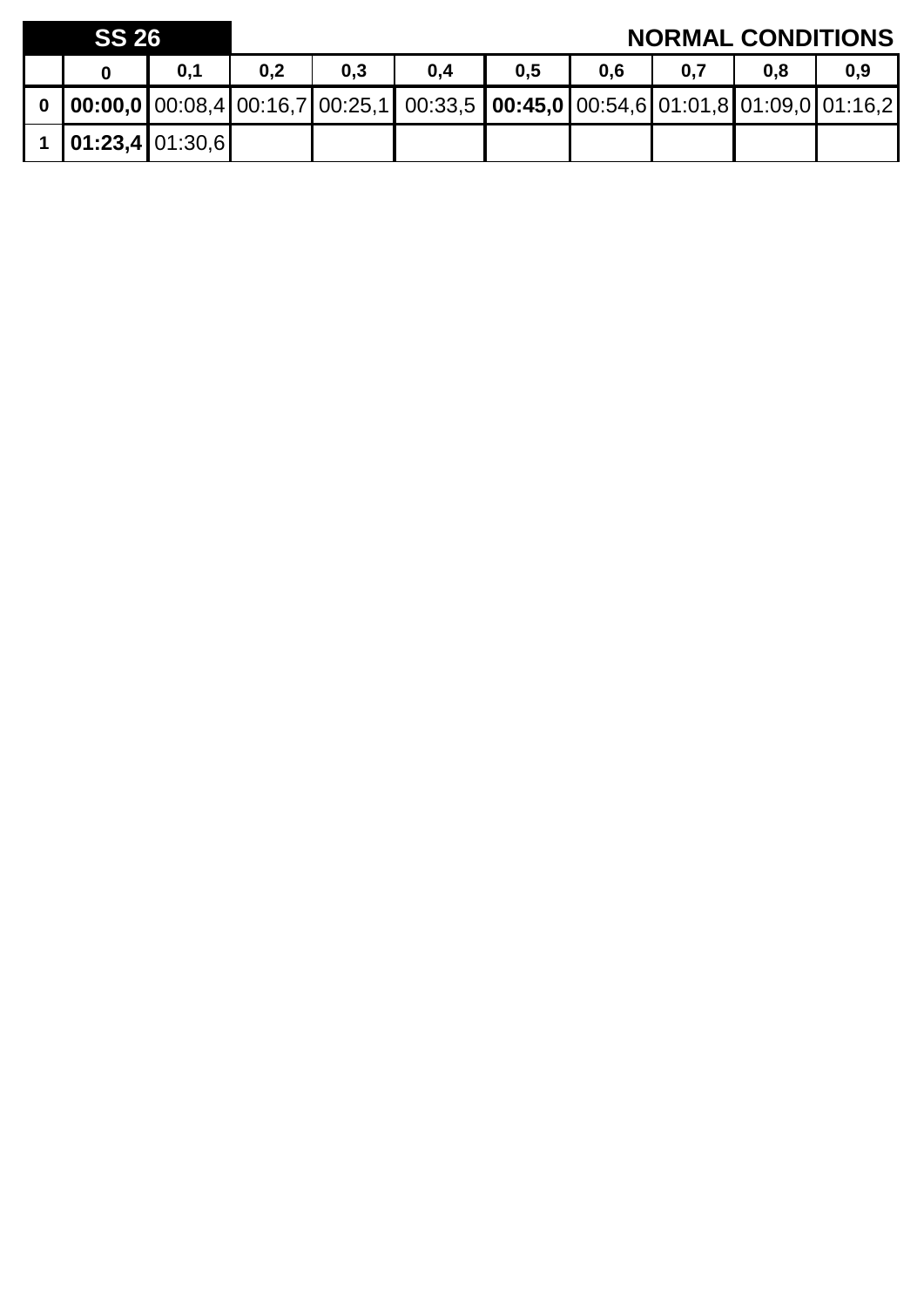| SS 26 | | | | | | | | | | NORMAL CONDITIONS |
|---|---|---|---|---|---|---|---|---|---|---|
| | **0** | **0,1** | **0,2** | **0,3** | **0,4** | **0,5** | **0,6** | **0,7** | **0,8** | **0,9** |
| **0** | **00:00,0** | 00:08,4 | 00:16,7 | 00:25,1 | 00:33,5 | **00:45,0** | 00:54,6 | 01:01,8 | 01:09,0 | 01:16,2 |
| **1** | **01:23,4** | 01:30,6 | | | | | | | | |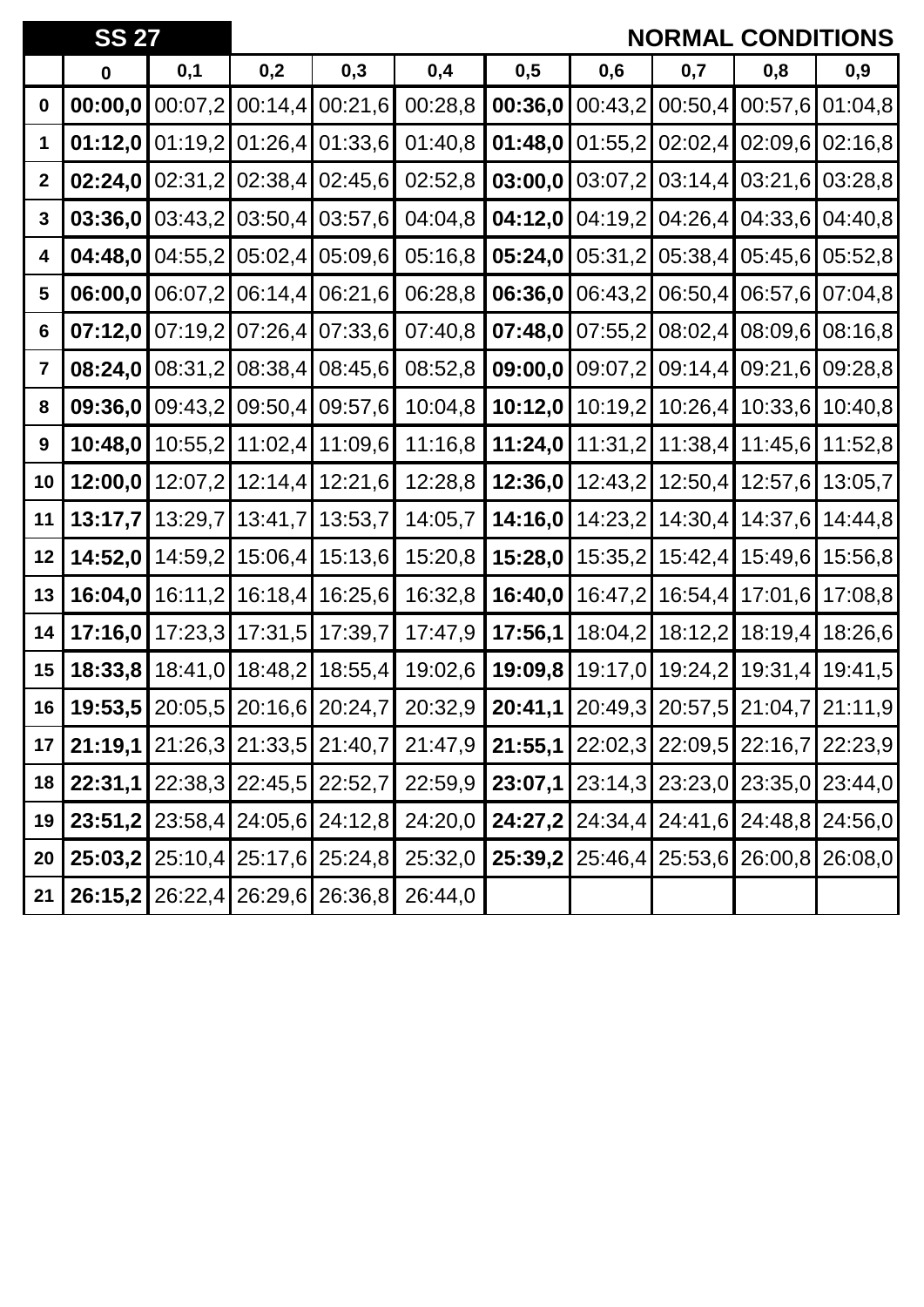| SS 27 | | | | | | | | | | NORMAL CONDITIONS |
|---|---|---|---|---|---|---|---|---|---|---|
| | **0** | **0,1** | **0,2** | **0,3** | **0,4** | **0,5** | **0,6** | **0,7** | **0,8** | **0,9** |
| **0** | **00:00,0** | 00:07,2 | 00:14,4 | 00:21,6 | 00:28,8 | **00:36,0** | 00:43,2 | 00:50,4 | 00:57,6 | 01:04,8 |
| **1** | **01:12,0** | 01:19,2 | 01:26,4 | 01:33,6 | 01:40,8 | **01:48,0** | 01:55,2 | 02:02,4 | 02:09,6 | 02:16,8 |
| **2** | **02:24,0** | 02:31,2 | 02:38,4 | 02:45,6 | 02:52,8 | **03:00,0** | 03:07,2 | 03:14,4 | 03:21,6 | 03:28,8 |
| **3** | **03:36,0** | 03:43,2 | 03:50,4 | 03:57,6 | 04:04,8 | **04:12,0** | 04:19,2 | 04:26,4 | 04:33,6 | 04:40,8 |
| **4** | **04:48,0** | 04:55,2 | 05:02,4 | 05:09,6 | 05:16,8 | **05:24,0** | 05:31,2 | 05:38,4 | 05:45,6 | 05:52,8 |
| **5** | **06:00,0** | 06:07,2 | 06:14,4 | 06:21,6 | 06:28,8 | **06:36,0** | 06:43,2 | 06:50,4 | 06:57,6 | 07:04,8 |
| **6** | **07:12,0** | 07:19,2 | 07:26,4 | 07:33,6 | 07:40,8 | **07:48,0** | 07:55,2 | 08:02,4 | 08:09,6 | 08:16,8 |
| **7** | **08:24,0** | 08:31,2 | 08:38,4 | 08:45,6 | 08:52,8 | **09:00,0** | 09:07,2 | 09:14,4 | 09:21,6 | 09:28,8 |
| **8** | **09:36,0** | 09:43,2 | 09:50,4 | 09:57,6 | 10:04,8 | **10:12,0** | 10:19,2 | 10:26,4 | 10:33,6 | 10:40,8 |
| **9** | **10:48,0** | 10:55,2 | 11:02,4 | 11:09,6 | 11:16,8 | **11:24,0** | 11:31,2 | 11:38,4 | 11:45,6 | 11:52,8 |
| **10** | **12:00,0** | 12:07,2 | 12:14,4 | 12:21,6 | 12:28,8 | **12:36,0** | 12:43,2 | 12:50,4 | 12:57,6 | 13:05,7 |
| **11** | **13:17,7** | 13:29,7 | 13:41,7 | 13:53,7 | 14:05,7 | **14:16,0** | 14:23,2 | 14:30,4 | 14:37,6 | 14:44,8 |
| **12** | **14:52,0** | 14:59,2 | 15:06,4 | 15:13,6 | 15:20,8 | **15:28,0** | 15:35,2 | 15:42,4 | 15:49,6 | 15:56,8 |
| **13** | **16:04,0** | 16:11,2 | 16:18,4 | 16:25,6 | 16:32,8 | **16:40,0** | 16:47,2 | 16:54,4 | 17:01,6 | 17:08,8 |
| **14** | **17:16,0** | 17:23,3 | 17:31,5 | 17:39,7 | 17:47,9 | **17:56,1** | 18:04,2 | 18:12,2 | 18:19,4 | 18:26,6 |
| **15** | **18:33,8** | 18:41,0 | 18:48,2 | 18:55,4 | 19:02,6 | **19:09,8** | 19:17,0 | 19:24,2 | 19:31,4 | 19:41,5 |
| **16** | **19:53,5** | 20:05,5 | 20:16,6 | 20:24,7 | 20:32,9 | **20:41,1** | 20:49,3 | 20:57,5 | 21:04,7 | 21:11,9 |
| **17** | **21:19,1** | 21:26,3 | 21:33,5 | 21:40,7 | 21:47,9 | **21:55,1** | 22:02,3 | 22:09,5 | 22:16,7 | 22:23,9 |
| **18** | **22:31,1** | 22:38,3 | 22:45,5 | 22:52,7 | 22:59,9 | **23:07,1** | 23:14,3 | 23:23,0 | 23:35,0 | 23:44,0 |
| **19** | **23:51,2** | 23:58,4 | 24:05,6 | 24:12,8 | 24:20,0 | **24:27,2** | 24:34,4 | 24:41,6 | 24:48,8 | 24:56,0 |
| **20** | **25:03,2** | 25:10,4 | 25:17,6 | 25:24,8 | 25:32,0 | **25:39,2** | 25:46,4 | 25:53,6 | 26:00,8 | 26:08,0 |
| **21** | **26:15,2** | 26:22,4 | 26:29,6 | 26:36,8 | 26:44,0 | | | | | |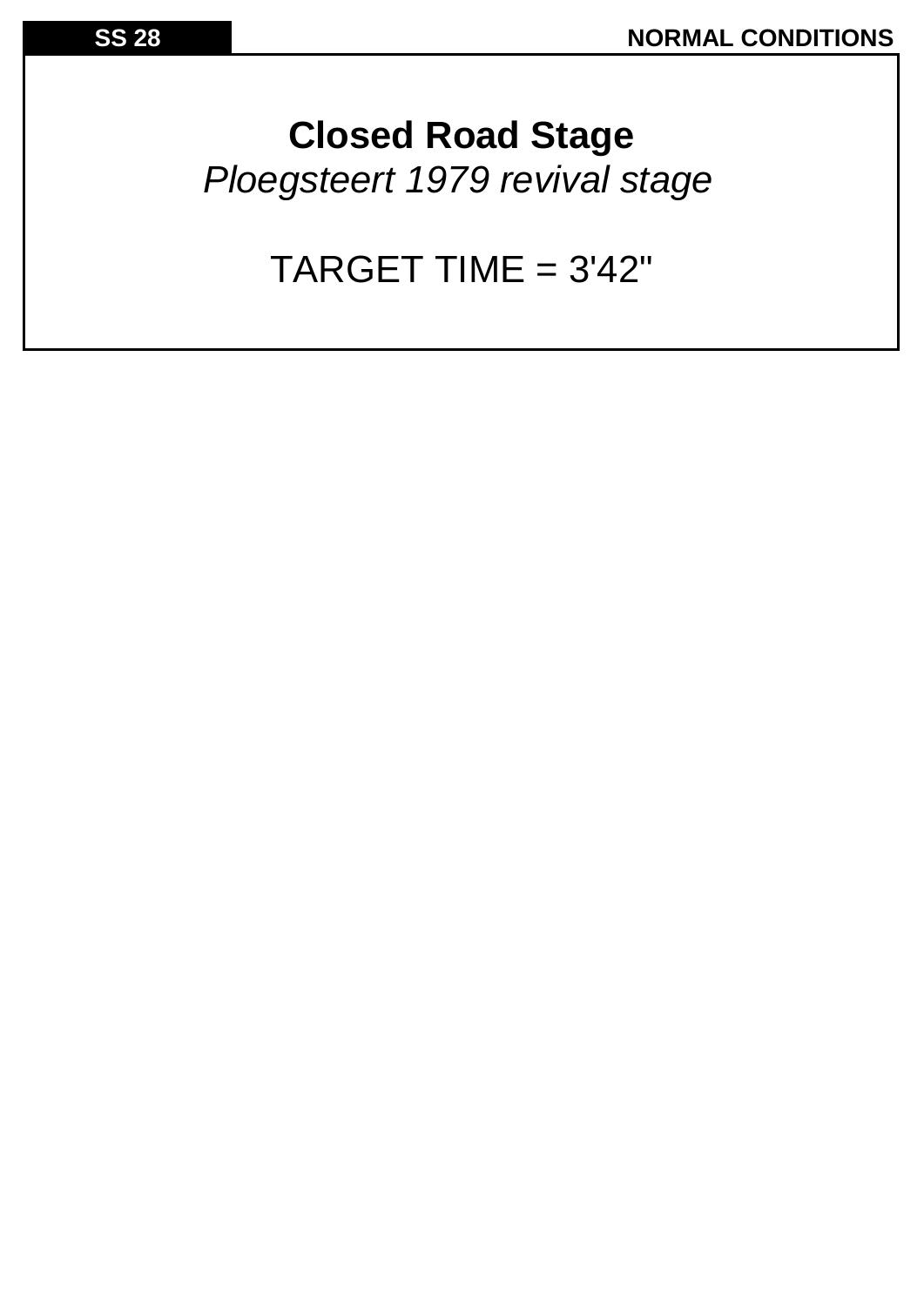**SS 28** **NORMAL CONDITIONS**

## Closed Road Stage

*Ploegsteert 1979 revival stage*

TARGET TIME = 3'42"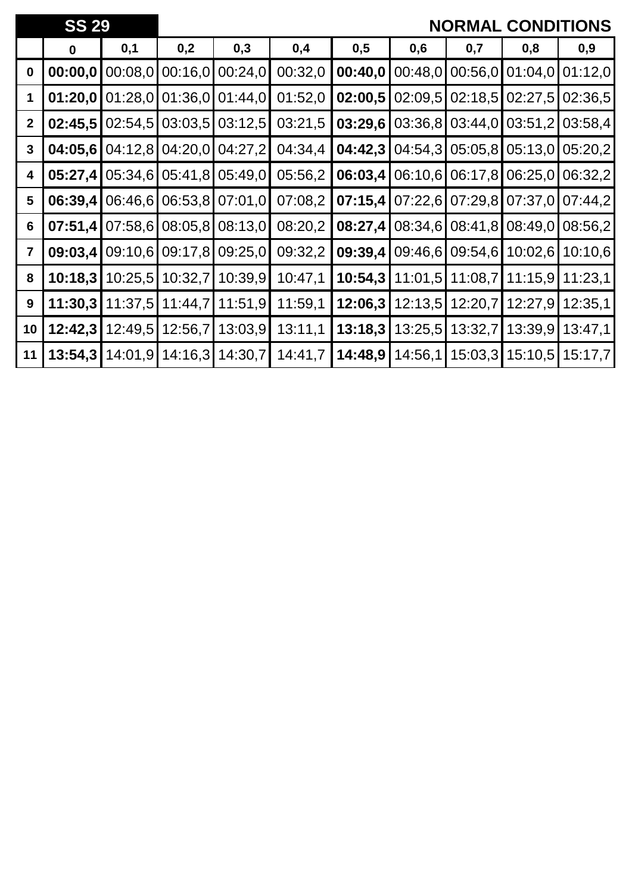| SS 29 | | | | | | | | | | NORMAL CONDITIONS |
|---|---|---|---|---|---|---|---|---|---|---|
| | **0** | **0,1** | **0,2** | **0,3** | **0,4** | **0,5** | **0,6** | **0,7** | **0,8** | **0,9** |
| **0** | **00:00,0** | 00:08,0 | 00:16,0 | 00:24,0 | 00:32,0 | **00:40,0** | 00:48,0 | 00:56,0 | 01:04,0 | 01:12,0 |
| **1** | **01:20,0** | 01:28,0 | 01:36,0 | 01:44,0 | 01:52,0 | **02:00,5** | 02:09,5 | 02:18,5 | 02:27,5 | 02:36,5 |
| **2** | **02:45,5** | 02:54,5 | 03:03,5 | 03:12,5 | 03:21,5 | **03:29,6** | 03:36,8 | 03:44,0 | 03:51,2 | 03:58,4 |
| **3** | **04:05,6** | 04:12,8 | 04:20,0 | 04:27,2 | 04:34,4 | **04:42,3** | 04:54,3 | 05:05,8 | 05:13,0 | 05:20,2 |
| **4** | **05:27,4** | 05:34,6 | 05:41,8 | 05:49,0 | 05:56,2 | **06:03,4** | 06:10,6 | 06:17,8 | 06:25,0 | 06:32,2 |
| **5** | **06:39,4** | 06:46,6 | 06:53,8 | 07:01,0 | 07:08,2 | **07:15,4** | 07:22,6 | 07:29,8 | 07:37,0 | 07:44,2 |
| **6** | **07:51,4** | 07:58,6 | 08:05,8 | 08:13,0 | 08:20,2 | **08:27,4** | 08:34,6 | 08:41,8 | 08:49,0 | 08:56,2 |
| **7** | **09:03,4** | 09:10,6 | 09:17,8 | 09:25,0 | 09:32,2 | **09:39,4** | 09:46,6 | 09:54,6 | 10:02,6 | 10:10,6 |
| **8** | **10:18,3** | 10:25,5 | 10:32,7 | 10:39,9 | 10:47,1 | **10:54,3** | 11:01,5 | 11:08,7 | 11:15,9 | 11:23,1 |
| **9** | **11:30,3** | 11:37,5 | 11:44,7 | 11:51,9 | 11:59,1 | **12:06,3** | 12:13,5 | 12:20,7 | 12:27,9 | 12:35,1 |
| **10** | **12:42,3** | 12:49,5 | 12:56,7 | 13:03,9 | 13:11,1 | **13:18,3** | 13:25,5 | 13:32,7 | 13:39,9 | 13:47,1 |
| **11** | **13:54,3** | 14:01,9 | 14:16,3 | 14:30,7 | 14:41,7 | **14:48,9** | 14:56,1 | 15:03,3 | 15:10,5 | 15:17,7 |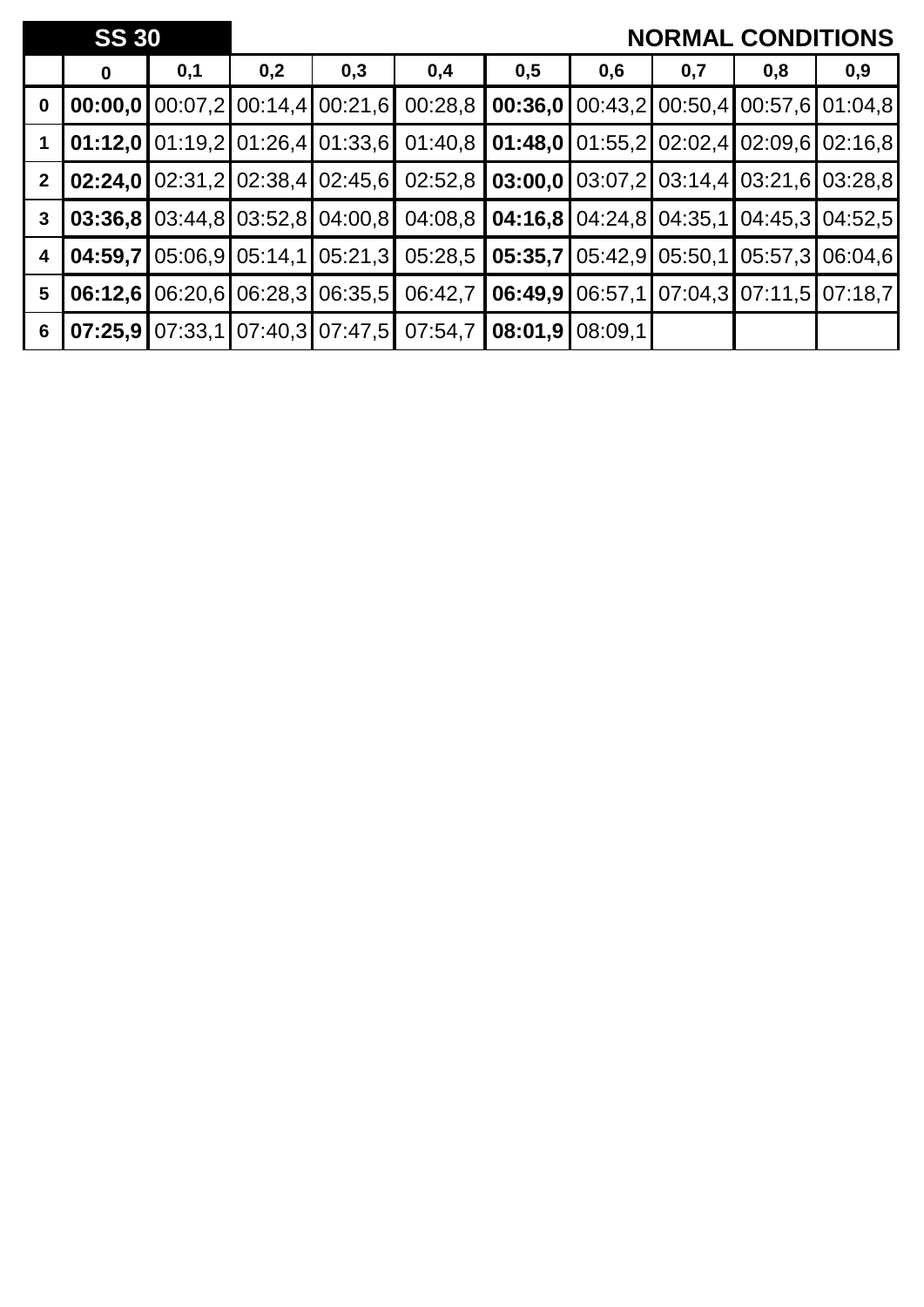**SS 30** **NORMAL CONDITIONS**

| | 0 | 0,1 | 0,2 | 0,3 | 0,4 | 0,5 | 0,6 | 0,7 | 0,8 | 0,9 |
|---|---|---|---|---|---|---|---|---|---|---|
| **0** | **00:00,0** | 00:07,2 | 00:14,4 | 00:21,6 | 00:28,8 | **00:36,0** | 00:43,2 | 00:50,4 | 00:57,6 | 01:04,8 |
| **1** | **01:12,0** | 01:19,2 | 01:26,4 | 01:33,6 | 01:40,8 | **01:48,0** | 01:55,2 | 02:02,4 | 02:09,6 | 02:16,8 |
| **2** | **02:24,0** | 02:31,2 | 02:38,4 | 02:45,6 | 02:52,8 | **03:00,0** | 03:07,2 | 03:14,4 | 03:21,6 | 03:28,8 |
| **3** | **03:36,8** | 03:44,8 | 03:52,8 | 04:00,8 | 04:08,8 | **04:16,8** | 04:24,8 | 04:35,1 | 04:45,3 | 04:52,5 |
| **4** | **04:59,7** | 05:06,9 | 05:14,1 | 05:21,3 | 05:28,5 | **05:35,7** | 05:42,9 | 05:50,1 | 05:57,3 | 06:04,6 |
| **5** | **06:12,6** | 06:20,6 | 06:28,3 | 06:35,5 | 06:42,7 | **06:49,9** | 06:57,1 | 07:04,3 | 07:11,5 | 07:18,7 |
| **6** | **07:25,9** | 07:33,1 | 07:40,3 | 07:47,5 | 07:54,7 | **08:01,9** | 08:09,1 | | | |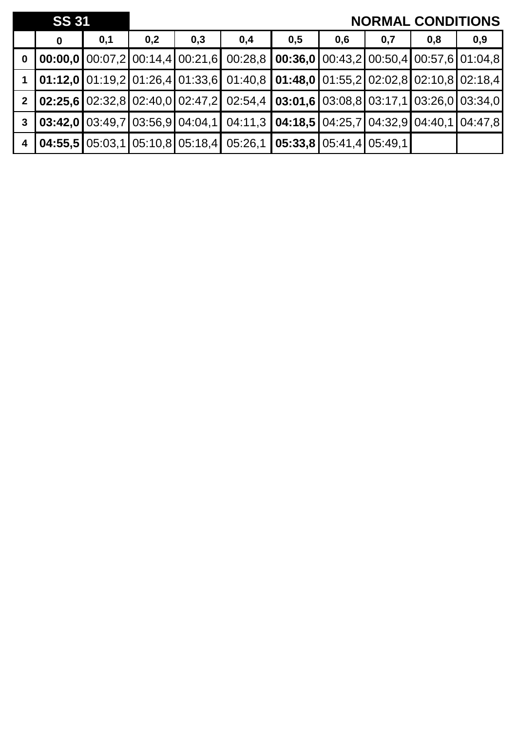## SS 31

## NORMAL CONDITIONS

| | 0 | 0,1 | 0,2 | 0,3 | 0,4 | 0,5 | 0,6 | 0,7 | 0,8 | 0,9 |
|---|---|---|---|---|---|---|---|---|---|---|
| **0** | **00:00,0** | 00:07,2 | 00:14,4 | 00:21,6 | 00:28,8 | **00:36,0** | 00:43,2 | 00:50,4 | 00:57,6 | 01:04,8 |
| **1** | **01:12,0** | 01:19,2 | 01:26,4 | 01:33,6 | 01:40,8 | **01:48,0** | 01:55,2 | 02:02,8 | 02:10,8 | 02:18,4 |
| **2** | **02:25,6** | 02:32,8 | 02:40,0 | 02:47,2 | 02:54,4 | **03:01,6** | 03:08,8 | 03:17,1 | 03:26,0 | 03:34,0 |
| **3** | **03:42,0** | 03:49,7 | 03:56,9 | 04:04,1 | 04:11,3 | **04:18,5** | 04:25,7 | 04:32,9 | 04:40,1 | 04:47,8 |
| **4** | **04:55,5** | 05:03,1 | 05:10,8 | 05:18,4 | 05:26,1 | **05:33,8** | 05:41,4 | 05:49,1 | | |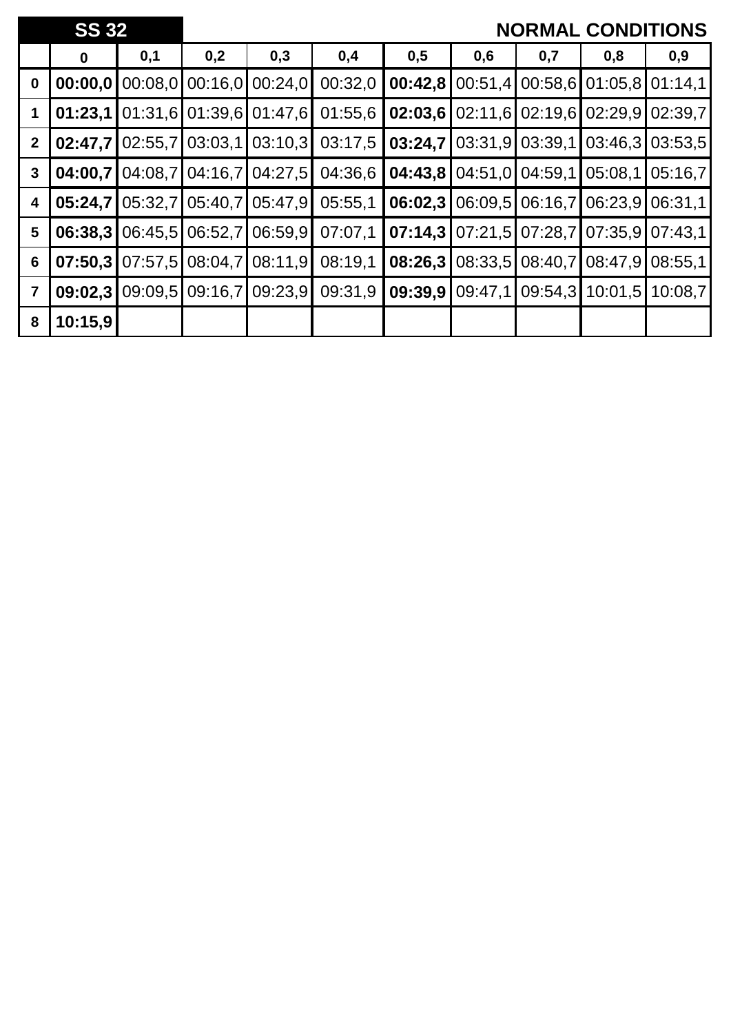**SS 32** **NORMAL CONDITIONS**

| | 0 | 0,1 | 0,2 | 0,3 | 0,4 | 0,5 | 0,6 | 0,7 | 0,8 | 0,9 |
|---|---|---|---|---|---|---|---|---|---|---|
| **0** | **00:00,0** | 00:08,0 | 00:16,0 | 00:24,0 | 00:32,0 | **00:42,8** | 00:51,4 | 00:58,6 | 01:05,8 | 01:14,1 |
| **1** | **01:23,1** | 01:31,6 | 01:39,6 | 01:47,6 | 01:55,6 | **02:03,6** | 02:11,6 | 02:19,6 | 02:29,9 | 02:39,7 |
| **2** | **02:47,7** | 02:55,7 | 03:03,1 | 03:10,3 | 03:17,5 | **03:24,7** | 03:31,9 | 03:39,1 | 03:46,3 | 03:53,5 |
| **3** | **04:00,7** | 04:08,7 | 04:16,7 | 04:27,5 | 04:36,6 | **04:43,8** | 04:51,0 | 04:59,1 | 05:08,1 | 05:16,7 |
| **4** | **05:24,7** | 05:32,7 | 05:40,7 | 05:47,9 | 05:55,1 | **06:02,3** | 06:09,5 | 06:16,7 | 06:23,9 | 06:31,1 |
| **5** | **06:38,3** | 06:45,5 | 06:52,7 | 06:59,9 | 07:07,1 | **07:14,3** | 07:21,5 | 07:28,7 | 07:35,9 | 07:43,1 |
| **6** | **07:50,3** | 07:57,5 | 08:04,7 | 08:11,9 | 08:19,1 | **08:26,3** | 08:33,5 | 08:40,7 | 08:47,9 | 08:55,1 |
| **7** | **09:02,3** | 09:09,5 | 09:16,7 | 09:23,9 | 09:31,9 | **09:39,9** | 09:47,1 | 09:54,3 | 10:01,5 | 10:08,7 |
| **8** | **10:15,9** | | | | | | | | | |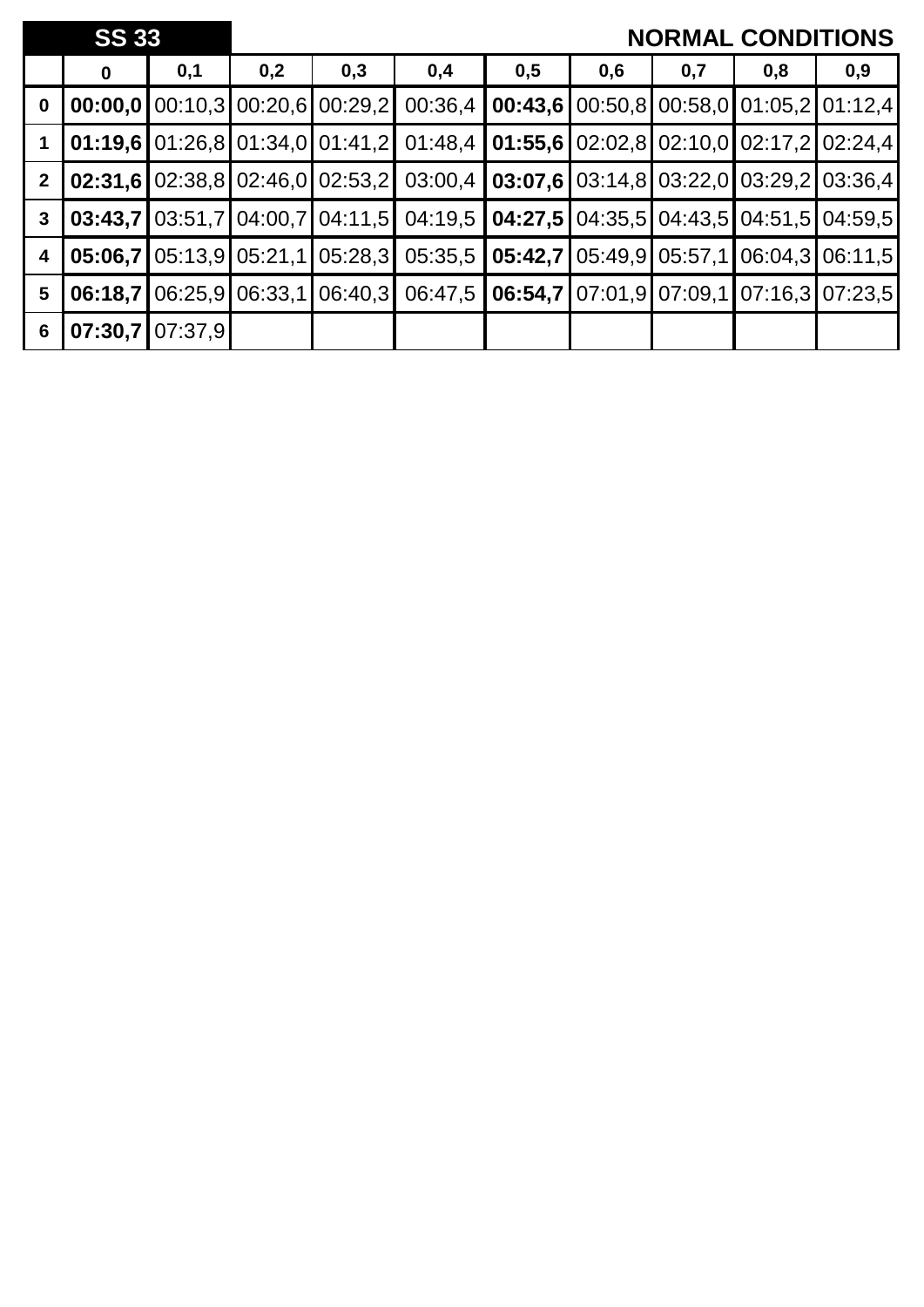| **SS 33** | | | | | | | | | | **NORMAL CONDITIONS** |
|---|---|---|---|---|---|---|---|---|---|---|
| | **0** | **0,1** | **0,2** | **0,3** | **0,4** | **0,5** | **0,6** | **0,7** | **0,8** | **0,9** |
| **0** | **00:00,0** | 00:10,3 | 00:20,6 | 00:29,2 | 00:36,4 | **00:43,6** | 00:50,8 | 00:58,0 | 01:05,2 | 01:12,4 |
| **1** | **01:19,6** | 01:26,8 | 01:34,0 | 01:41,2 | 01:48,4 | **01:55,6** | 02:02,8 | 02:10,0 | 02:17,2 | 02:24,4 |
| **2** | **02:31,6** | 02:38,8 | 02:46,0 | 02:53,2 | 03:00,4 | **03:07,6** | 03:14,8 | 03:22,0 | 03:29,2 | 03:36,4 |
| **3** | **03:43,7** | 03:51,7 | 04:00,7 | 04:11,5 | 04:19,5 | **04:27,5** | 04:35,5 | 04:43,5 | 04:51,5 | 04:59,5 |
| **4** | **05:06,7** | 05:13,9 | 05:21,1 | 05:28,3 | 05:35,5 | **05:42,7** | 05:49,9 | 05:57,1 | 06:04,3 | 06:11,5 |
| **5** | **06:18,7** | 06:25,9 | 06:33,1 | 06:40,3 | 06:47,5 | **06:54,7** | 07:01,9 | 07:09,1 | 07:16,3 | 07:23,5 |
| **6** | **07:30,7** | 07:37,9 | | | | | | | | |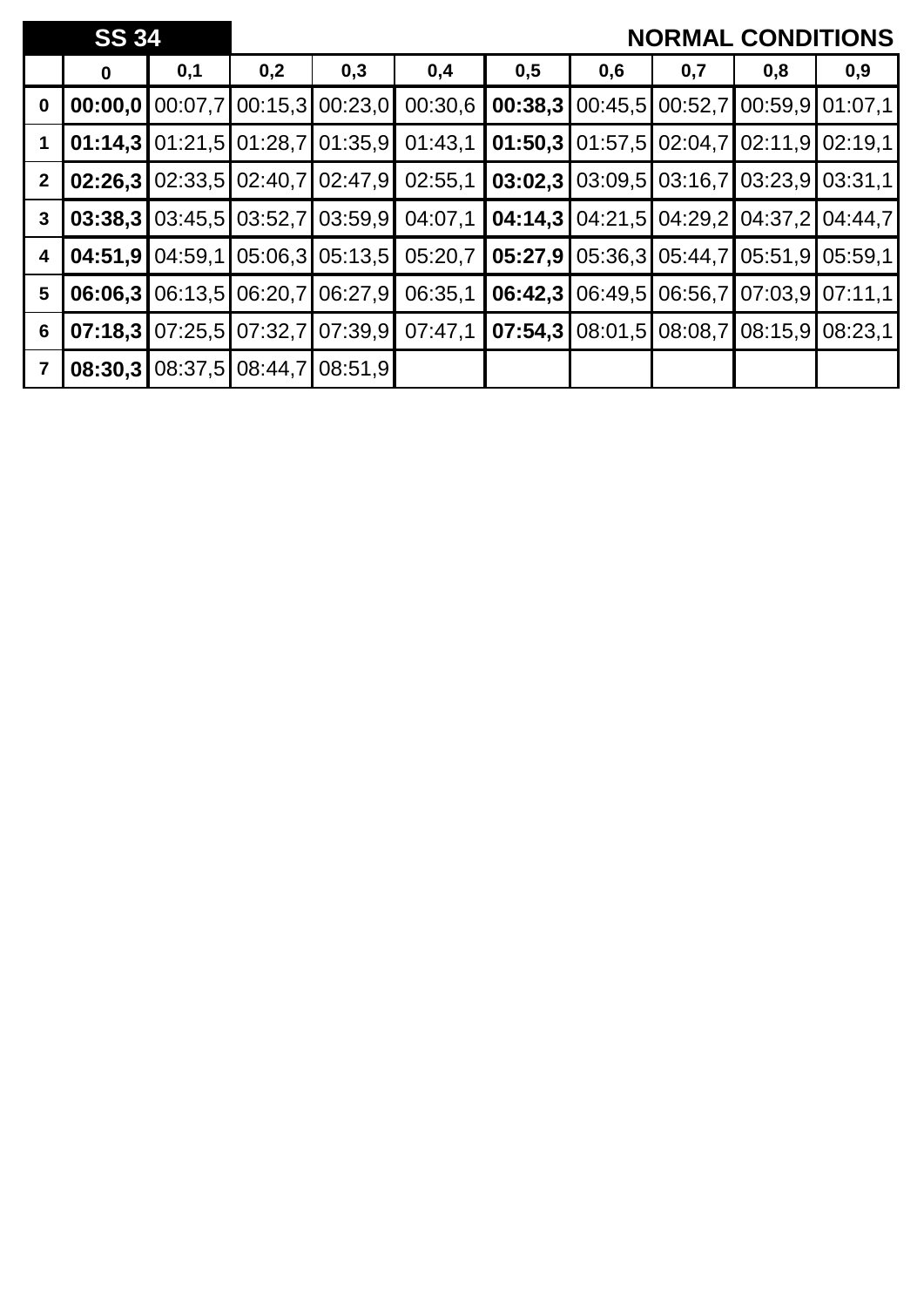## SS 34 — NORMAL CONDITIONS

| | 0 | 0,1 | 0,2 | 0,3 | 0,4 | 0,5 | 0,6 | 0,7 | 0,8 | 0,9 |
|---|---|---|---|---|---|---|---|---|---|---|
| **0** | **00:00,0** | 00:07,7 | 00:15,3 | 00:23,0 | 00:30,6 | **00:38,3** | 00:45,5 | 00:52,7 | 00:59,9 | 01:07,1 |
| **1** | **01:14,3** | 01:21,5 | 01:28,7 | 01:35,9 | 01:43,1 | **01:50,3** | 01:57,5 | 02:04,7 | 02:11,9 | 02:19,1 |
| **2** | **02:26,3** | 02:33,5 | 02:40,7 | 02:47,9 | 02:55,1 | **03:02,3** | 03:09,5 | 03:16,7 | 03:23,9 | 03:31,1 |
| **3** | **03:38,3** | 03:45,5 | 03:52,7 | 03:59,9 | 04:07,1 | **04:14,3** | 04:21,5 | 04:29,2 | 04:37,2 | 04:44,7 |
| **4** | **04:51,9** | 04:59,1 | 05:06,3 | 05:13,5 | 05:20,7 | **05:27,9** | 05:36,3 | 05:44,7 | 05:51,9 | 05:59,1 |
| **5** | **06:06,3** | 06:13,5 | 06:20,7 | 06:27,9 | 06:35,1 | **06:42,3** | 06:49,5 | 06:56,7 | 07:03,9 | 07:11,1 |
| **6** | **07:18,3** | 07:25,5 | 07:32,7 | 07:39,9 | 07:47,1 | **07:54,3** | 08:01,5 | 08:08,7 | 08:15,9 | 08:23,1 |
| **7** | **08:30,3** | 08:37,5 | 08:44,7 | 08:51,9 | | | | | | |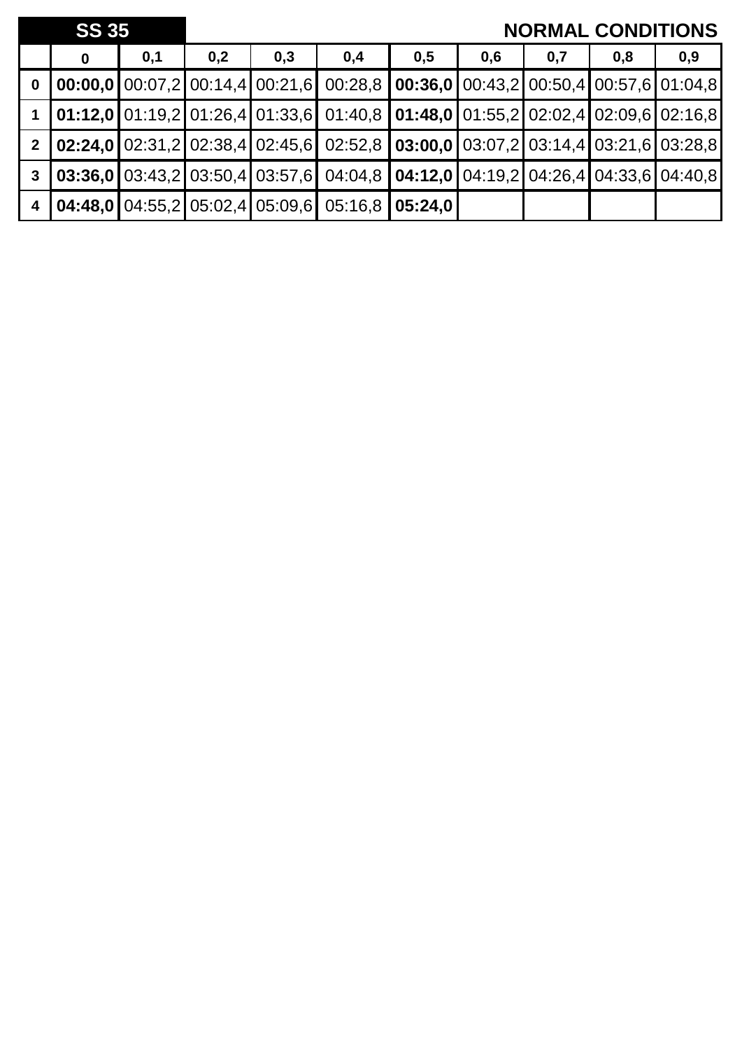**SS 35** **NORMAL CONDITIONS**

| | 0 | 0,1 | 0,2 | 0,3 | 0,4 | 0,5 | 0,6 | 0,7 | 0,8 | 0,9 |
|---|---|---|---|---|---|---|---|---|---|---|
| **0** | **00:00,0** | 00:07,2 | 00:14,4 | 00:21,6 | 00:28,8 | **00:36,0** | 00:43,2 | 00:50,4 | 00:57,6 | 01:04,8 |
| **1** | **01:12,0** | 01:19,2 | 01:26,4 | 01:33,6 | 01:40,8 | **01:48,0** | 01:55,2 | 02:02,4 | 02:09,6 | 02:16,8 |
| **2** | **02:24,0** | 02:31,2 | 02:38,4 | 02:45,6 | 02:52,8 | **03:00,0** | 03:07,2 | 03:14,4 | 03:21,6 | 03:28,8 |
| **3** | **03:36,0** | 03:43,2 | 03:50,4 | 03:57,6 | 04:04,8 | **04:12,0** | 04:19,2 | 04:26,4 | 04:33,6 | 04:40,8 |
| **4** | **04:48,0** | 04:55,2 | 05:02,4 | 05:09,6 | 05:16,8 | **05:24,0** | | | | |